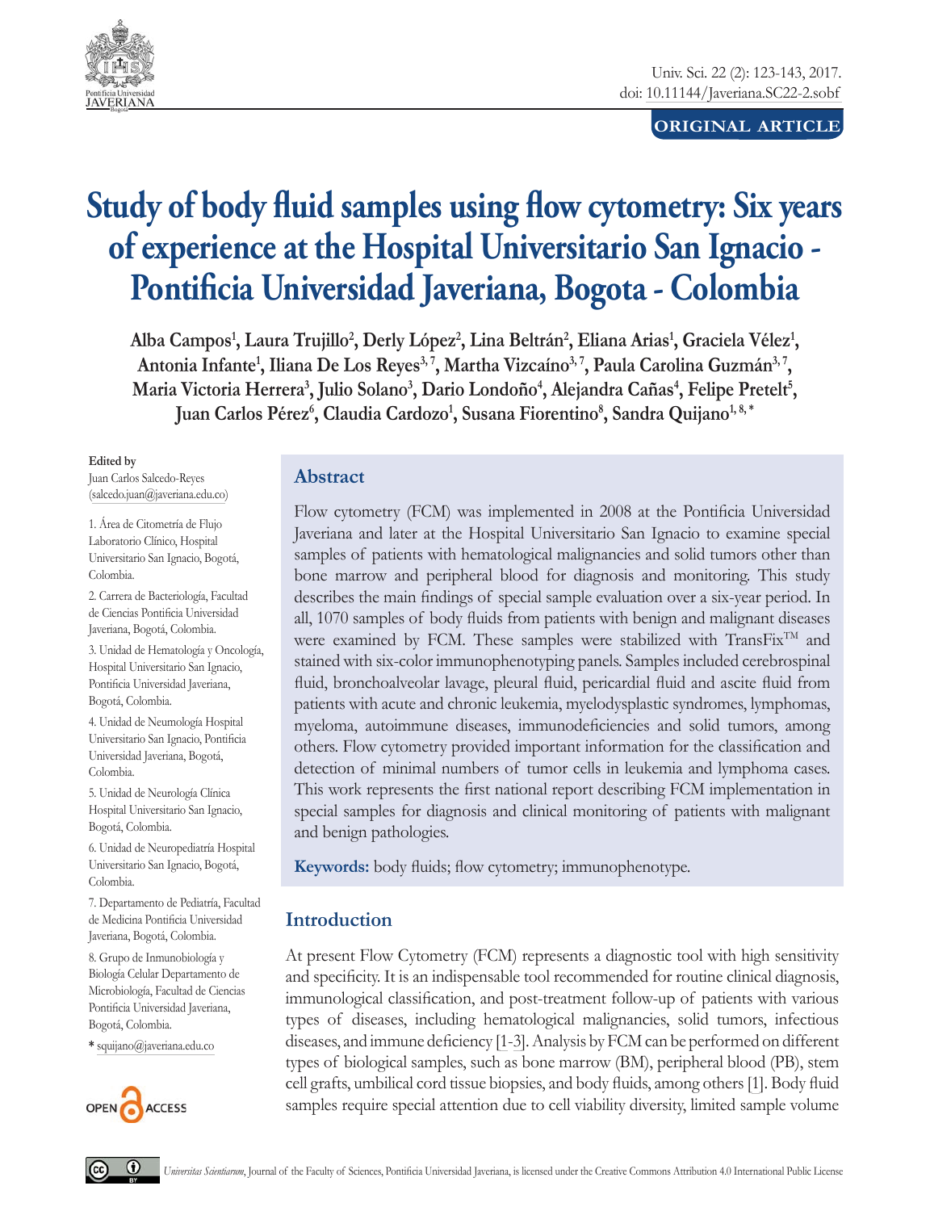ORIGINAL ARTICLE

# Study of body fluid samples using flow cytometry: Six years of experience at the Hospital Universitario San Ignacio - Pontificia Universidad Javeriana, Bogota - Colombia

**Alba Campos[1], Laura Trujillo[2], Derly López[2], Lina Beltrán[2], Eliana Arias[1], Graciela Vélez[1], Antonia Infante[1], Iliana De Los Reyes[3,7], Martha Vizcaíno[3,7], Paula Carolina Guzmán[3,7], Maria Victoria Herrera[3], Julio Solano[3], Dario Londoño[4], Alejandra Cañas[4], Felipe Pretelt[5], Juan Carlos Pérez[6], Claudia Cardozo[1], Susana Fiorentino[8], Sandra Quijano[1,8,*]**

**Edited by**
Juan Carlos Salcedo-Reyes (salcedo.juan@javeriana.edu.co)

1. Área de Citometría de Flujo Laboratorio Clínico, Hospital Universitario San Ignacio, Bogotá, Colombia.

2. Carrera de Bacteriología, Facultad de Ciencias Pontificia Universidad Javeriana, Bogotá, Colombia.

3. Unidad de Hematología y Oncología, Hospital Universitario San Ignacio, Pontificia Universidad Javeriana, Bogotá, Colombia.

4. Unidad de Neumología Hospital Universitario San Ignacio, Pontificia Universidad Javeriana, Bogotá, Colombia.

5. Unidad de Neurología Clínica Hospital Universitario San Ignacio, Bogotá, Colombia.

6. Unidad de Neuropediatría Hospital Universitario San Ignacio, Bogotá, Colombia.

7. Departamento de Pediatría, Facultad de Medicina Pontificia Universidad Javeriana, Bogotá, Colombia.

8. Grupo de Inmunobiología y Biología Celular Departamento de Microbiología, Facultad de Ciencias Pontificia Universidad Javeriana, Bogotá, Colombia.

\* squijano@javeriana.edu.co

## Abstract

Flow cytometry (FCM) was implemented in 2008 at the Pontificia Universidad Javeriana and later at the Hospital Universitario San Ignacio to examine special samples of patients with hematological malignancies and solid tumors other than bone marrow and peripheral blood for diagnosis and monitoring. This study describes the main findings of special sample evaluation over a six-year period. In all, 1070 samples of body fluids from patients with benign and malignant diseases were examined by FCM. These samples were stabilized with TransFix™ and stained with six-color immunophenotyping panels. Samples included cerebrospinal fluid, bronchoalveolar lavage, pleural fluid, pericardial fluid and ascite fluid from patients with acute and chronic leukemia, myelodysplastic syndromes, lymphomas, myeloma, autoimmune diseases, immunodeficiencies and solid tumors, among others. Flow cytometry provided important information for the classification and detection of minimal numbers of tumor cells in leukemia and lymphoma cases. This work represents the first national report describing FCM implementation in special samples for diagnosis and clinical monitoring of patients with malignant and benign pathologies.

**Keywords:** body fluids; flow cytometry; immunophenotype.

## Introduction

At present Flow Cytometry (FCM) represents a diagnostic tool with high sensitivity and specificity. It is an indispensable tool recommended for routine clinical diagnosis, immunological classification, and post-treatment follow-up of patients with various types of diseases, including hematological malignancies, solid tumors, infectious diseases, and immune deficiency [1-3]. Analysis by FCM can be performed on different types of biological samples, such as bone marrow (BM), peripheral blood (PB), stem cell grafts, umbilical cord tissue biopsies, and body fluids, among others [1]. Body fluid samples require special attention due to cell viability diversity, limited sample volume

*Universitas Scientiarum*, Journal of the Faculty of Sciences, Pontificia Universidad Javeriana, is licensed under the Creative Commons Attribution 4.0 International Public License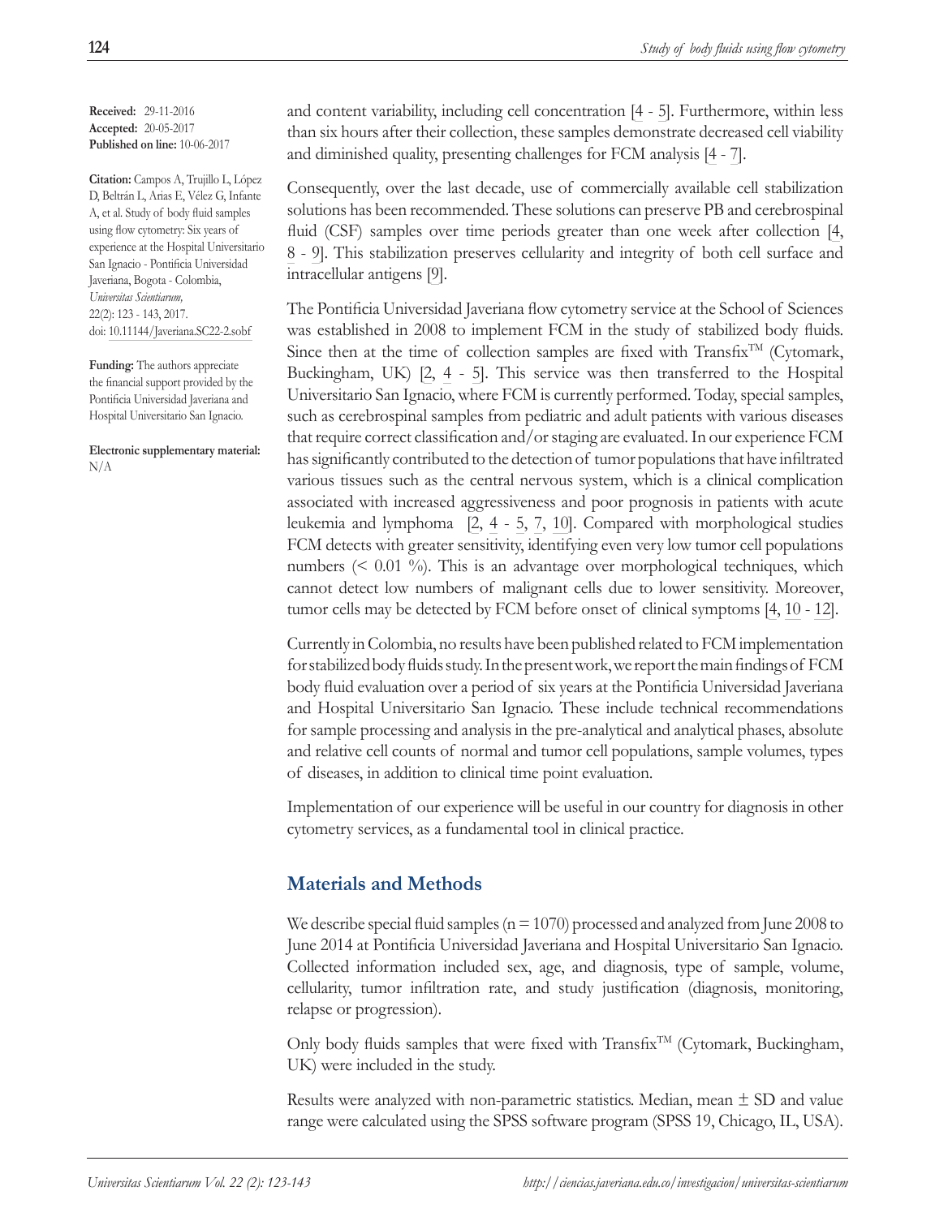**Received:** 29-11-2016
**Accepted:** 20-05-2017
**Published on line:** 10-06-2017

**Citation:** Campos A, Trujillo L, López D, Beltrán L, Arias E, Vélez G, Infante A, et al. Study of body fluid samples using flow cytometry: Six years of experience at the Hospital Universitario San Ignacio - Pontificia Universidad Javeriana, Bogota - Colombia, *Universitas Scientiarum,* 22(2): 123 - 143, 2017. doi: 10.11144/Javeriana.SC22-2.sobf

**Funding:** The authors appreciate the financial support provided by the Pontificia Universidad Javeriana and Hospital Universitario San Ignacio.

**Electronic supplementary material:** N/A

and content variability, including cell concentration [4 - 5]. Furthermore, within less than six hours after their collection, these samples demonstrate decreased cell viability and diminished quality, presenting challenges for FCM analysis [4 - 7].

Consequently, over the last decade, use of commercially available cell stabilization solutions has been recommended. These solutions can preserve PB and cerebrospinal fluid (CSF) samples over time periods greater than one week after collection [4, 8 - 9]. This stabilization preserves cellularity and integrity of both cell surface and intracellular antigens [9].

The Pontificia Universidad Javeriana flow cytometry service at the School of Sciences was established in 2008 to implement FCM in the study of stabilized body fluids. Since then at the time of collection samples are fixed with Transfix™ (Cytomark, Buckingham, UK) [2, 4 - 5]. This service was then transferred to the Hospital Universitario San Ignacio, where FCM is currently performed. Today, special samples, such as cerebrospinal samples from pediatric and adult patients with various diseases that require correct classification and/or staging are evaluated. In our experience FCM has significantly contributed to the detection of tumor populations that have infiltrated various tissues such as the central nervous system, which is a clinical complication associated with increased aggressiveness and poor prognosis in patients with acute leukemia and lymphoma [2, 4 - 5, 7, 10]. Compared with morphological studies FCM detects with greater sensitivity, identifying even very low tumor cell populations numbers (< 0.01 %). This is an advantage over morphological techniques, which cannot detect low numbers of malignant cells due to lower sensitivity. Moreover, tumor cells may be detected by FCM before onset of clinical symptoms [4, 10 - 12].

Currently in Colombia, no results have been published related to FCM implementation for stabilized body fluids study. In the present work, we report the main findings of FCM body fluid evaluation over a period of six years at the Pontificia Universidad Javeriana and Hospital Universitario San Ignacio. These include technical recommendations for sample processing and analysis in the pre-analytical and analytical phases, absolute and relative cell counts of normal and tumor cell populations, sample volumes, types of diseases, in addition to clinical time point evaluation.

Implementation of our experience will be useful in our country for diagnosis in other cytometry services, as a fundamental tool in clinical practice.

## Materials and Methods

We describe special fluid samples (n = 1070) processed and analyzed from June 2008 to June 2014 at Pontificia Universidad Javeriana and Hospital Universitario San Ignacio. Collected information included sex, age, and diagnosis, type of sample, volume, cellularity, tumor infiltration rate, and study justification (diagnosis, monitoring, relapse or progression).

Only body fluids samples that were fixed with Transfix™ (Cytomark, Buckingham, UK) were included in the study.

Results were analyzed with non-parametric statistics. Median, mean ± SD and value range were calculated using the SPSS software program (SPSS 19, Chicago, IL, USA).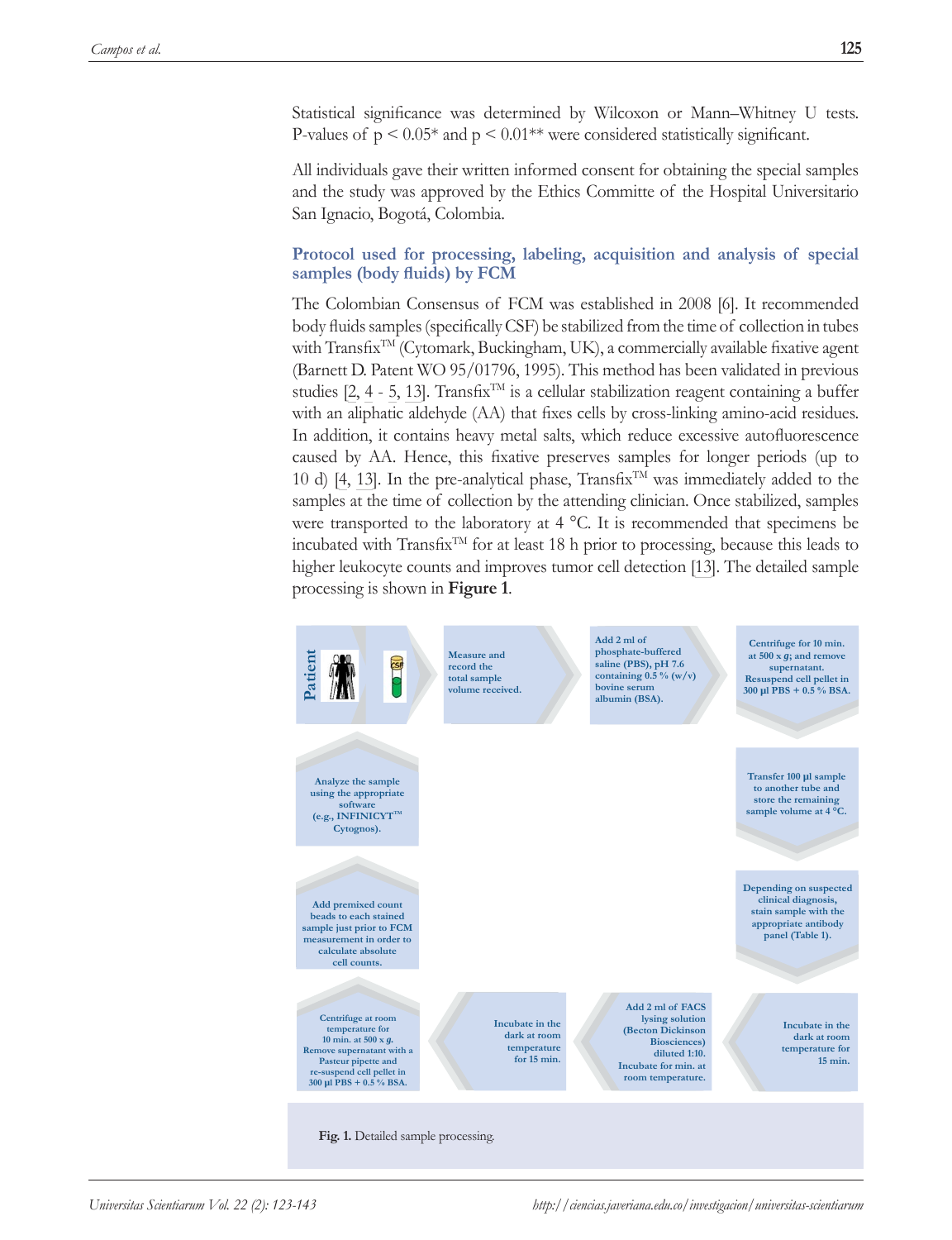Statistical significance was determined by Wilcoxon or Mann–Whitney U tests. P-values of $p < 0.05$* and $p < 0.01$** were considered statistically significant.

All individuals gave their written informed consent for obtaining the special samples and the study was approved by the Ethics Committe of the Hospital Universitario San Ignacio, Bogotá, Colombia.

### Protocol used for processing, labeling, acquisition and analysis of special samples (body fluids) by FCM

The Colombian Consensus of FCM was established in 2008 [6]. It recommended body fluids samples (specifically CSF) be stabilized from the time of collection in tubes with Transfix™ (Cytomark, Buckingham, UK), a commercially available fixative agent (Barnett D. Patent WO 95/01796, 1995). This method has been validated in previous studies [2, 4 - 5, 13]. Transfix™ is a cellular stabilization reagent containing a buffer with an aliphatic aldehyde (AA) that fixes cells by cross-linking amino-acid residues. In addition, it contains heavy metal salts, which reduce excessive autofluorescence caused by AA. Hence, this fixative preserves samples for longer periods (up to 10 d) [4, 13]. In the pre-analytical phase, Transfix™ was immediately added to the samples at the time of collection by the attending clinician. Once stabilized, samples were transported to the laboratory at 4 °C. It is recommended that specimens be incubated with Transfix™ for at least 18 h prior to processing, because this leads to higher leukocyte counts and improves tumor cell detection [13]. The detailed sample processing is shown in **Figure 1**.

Patient → CSF

Measure and record the total sample volume received.

Add 2 ml of phosphate-buffered saline (PBS), pH 7.6 containing 0.5 % (w/v) bovine serum albumin (BSA).

Centrifuge for 10 min. at 500 x *g*; and remove supernatant. Resuspend cell pellet in 300 µl PBS + 0.5 % BSA.

Transfer 100 µl sample to another tube and store the remaining sample volume at 4 °C.

Depending on suspected clinical diagnosis, stain sample with the appropriate antibody panel (Table 1).

Incubate in the dark at room temperature for 15 min.

Add 2 ml of FACS lysing solution (Becton Dickinson Biosciences) diluted 1:10. Incubate for min. at room temperature.

Incubate in the dark at room temperature for 15 min.

Centrifuge at room temperature for 10 min. at 500 x *g*. Remove supernatant with a Pasteur pipette and re-suspend cell pellet in 300 µl PBS + 0.5 % BSA.

Add premixed count beads to each stained sample just prior to FCM measurement in order to calculate absolute cell counts.

Analyze the sample using the appropriate software (e.g., INFINICYT™ Cytognos).

**Fig. 1.** Detailed sample processing.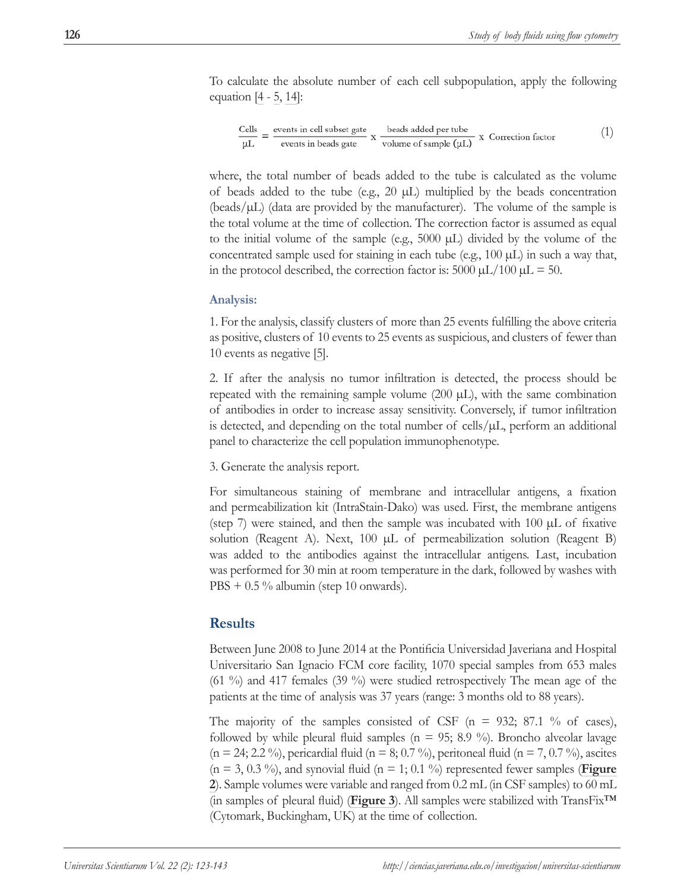To calculate the absolute number of each cell subpopulation, apply the following equation [4 - 5, 14]:

$$\frac{\text{Cells}}{\mu\text{L}} = \frac{\text{events in cell subset gate}}{\text{events in beads gate}} \times \frac{\text{beads added per tube}}{\text{volume of sample } (\mu\text{L})} \times \text{ Correction factor} \tag{1}$$

where, the total number of beads added to the tube is calculated as the volume of beads added to the tube (e.g., 20 μL) multiplied by the beads concentration (beads/μL) (data are provided by the manufacturer). The volume of the sample is the total volume at the time of collection. The correction factor is assumed as equal to the initial volume of the sample (e.g., 5000 μL) divided by the volume of the concentrated sample used for staining in each tube (e.g., 100 μL) in such a way that, in the protocol described, the correction factor is: 5000 μL/100 μL = 50.

**Analysis:**

1. For the analysis, classify clusters of more than 25 events fulfilling the above criteria as positive, clusters of 10 events to 25 events as suspicious, and clusters of fewer than 10 events as negative [5].

2. If after the analysis no tumor infiltration is detected, the process should be repeated with the remaining sample volume (200 μL), with the same combination of antibodies in order to increase assay sensitivity. Conversely, if tumor infiltration is detected, and depending on the total number of cells/μL, perform an additional panel to characterize the cell population immunophenotype.

3. Generate the analysis report.

For simultaneous staining of membrane and intracellular antigens, a fixation and permeabilization kit (IntraStain-Dako) was used. First, the membrane antigens (step 7) were stained, and then the sample was incubated with 100 μL of fixative solution (Reagent A). Next, 100 μL of permeabilization solution (Reagent B) was added to the antibodies against the intracellular antigens. Last, incubation was performed for 30 min at room temperature in the dark, followed by washes with PBS + 0.5 % albumin (step 10 onwards).

## Results

Between June 2008 to June 2014 at the Pontificia Universidad Javeriana and Hospital Universitario San Ignacio FCM core facility, 1070 special samples from 653 males (61 %) and 417 females (39 %) were studied retrospectively The mean age of the patients at the time of analysis was 37 years (range: 3 months old to 88 years).

The majority of the samples consisted of CSF (n = 932; 87.1 % of cases), followed by while pleural fluid samples (n = 95; 8.9 %). Broncho alveolar lavage (n = 24; 2.2 %), pericardial fluid (n = 8; 0.7 %), peritoneal fluid (n = 7, 0.7 %), ascites (n = 3, 0.3 %), and synovial fluid (n = 1; 0.1 %) represented fewer samples (**Figure 2**). Sample volumes were variable and ranged from 0.2 mL (in CSF samples) to 60 mL (in samples of pleural fluid) (**Figure 3**). All samples were stabilized with TransFix™ (Cytomark, Buckingham, UK) at the time of collection.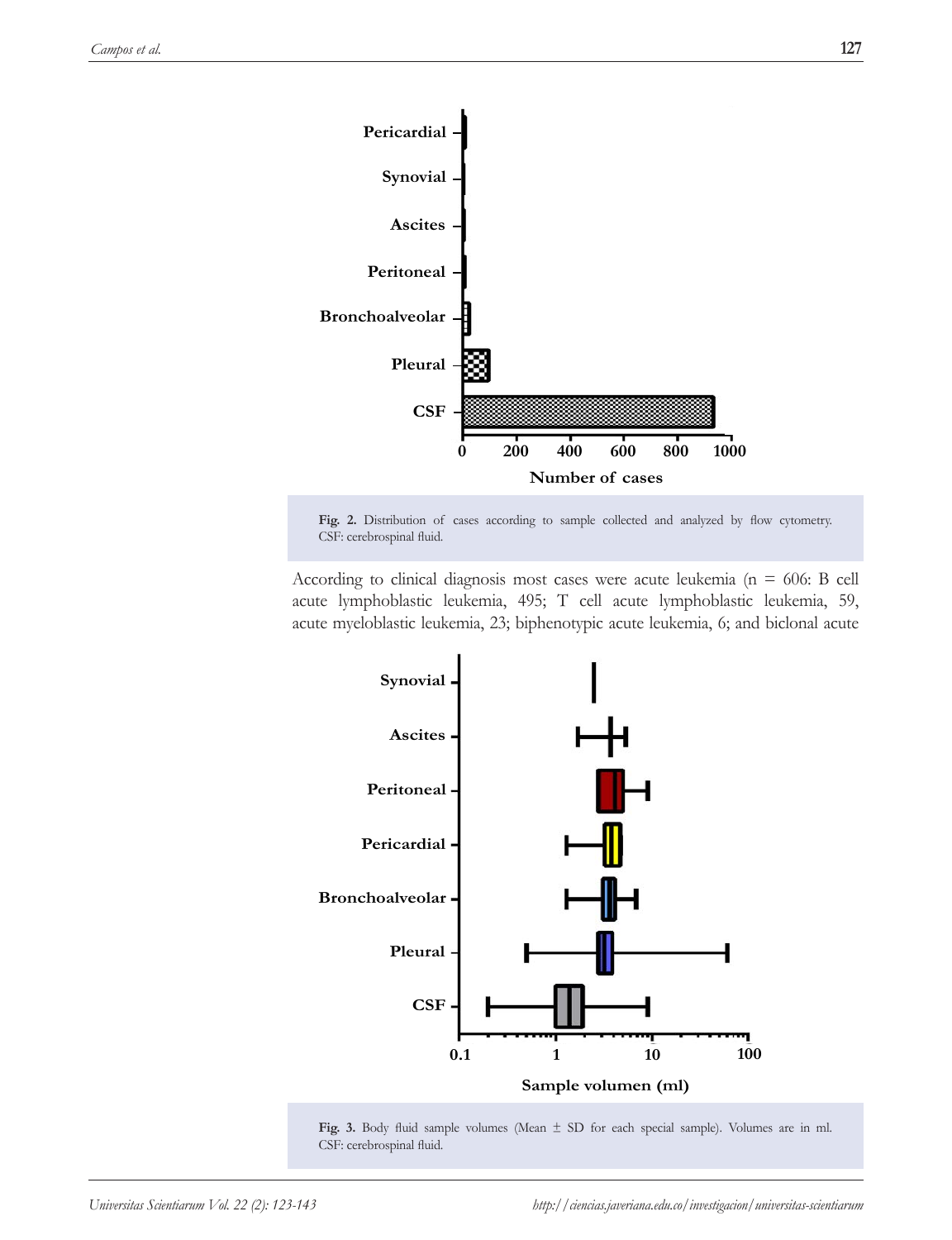Fig. 2. Distribution of cases according to sample collected and analyzed by flow cytometry. CSF: cerebrospinal fluid.

According to clinical diagnosis most cases were acute leukemia (n = 606: B cell acute lymphoblastic leukemia, 495; T cell acute lymphoblastic leukemia, 59, acute myeloblastic leukemia, 23; biphenotypic acute leukemia, 6; and biclonal acute

Fig. 3. Body fluid sample volumes (Mean ± SD for each special sample). Volumes are in ml. CSF: cerebrospinal fluid.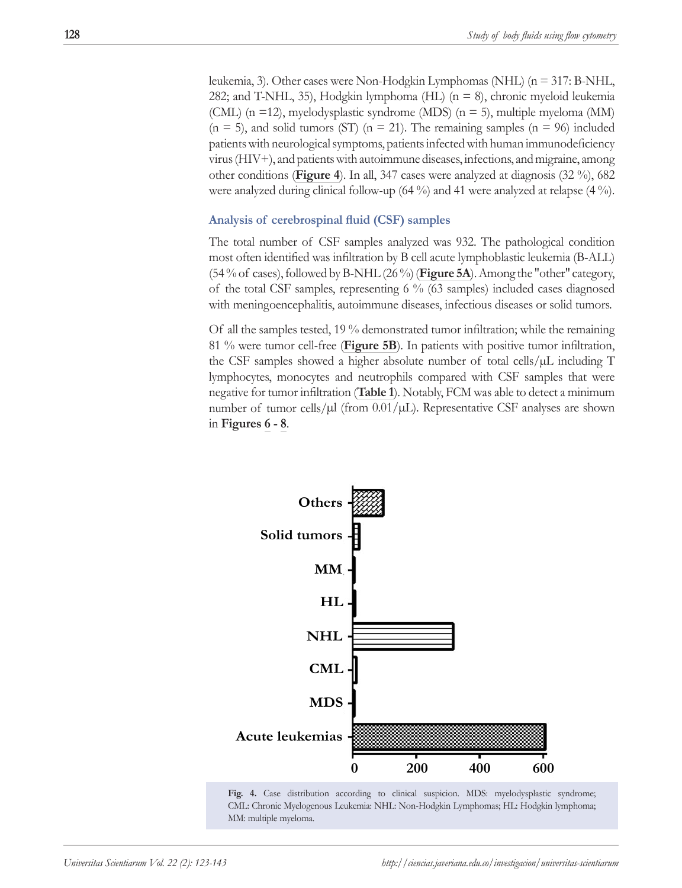leukemia, 3). Other cases were Non-Hodgkin Lymphomas (NHL) (n = 317: B-NHL, 282; and T-NHL, 35), Hodgkin lymphoma (HL) (n = 8), chronic myeloid leukemia (CML) (n =12), myelodysplastic syndrome (MDS) (n = 5), multiple myeloma (MM) (n = 5), and solid tumors (ST) (n = 21). The remaining samples (n = 96) included patients with neurological symptoms, patients infected with human immunodeficiency virus (HIV+), and patients with autoimmune diseases, infections, and migraine, among other conditions (**Figure 4**). In all, 347 cases were analyzed at diagnosis (32 %), 682 were analyzed during clinical follow-up (64 %) and 41 were analyzed at relapse (4 %).

### Analysis of cerebrospinal fluid (CSF) samples

The total number of CSF samples analyzed was 932. The pathological condition most often identified was infiltration by B cell acute lymphoblastic leukemia (B-ALL) (54 % of cases), followed by B-NHL (26 %) (**Figure 5A**). Among the "other" category, of the total CSF samples, representing 6 % (63 samples) included cases diagnosed with meningoencephalitis, autoimmune diseases, infectious diseases or solid tumors.

Of all the samples tested, 19 % demonstrated tumor infiltration; while the remaining 81 % were tumor cell-free (**Figure 5B**). In patients with positive tumor infiltration, the CSF samples showed a higher absolute number of total cells/µL including T lymphocytes, monocytes and neutrophils compared with CSF samples that were negative for tumor infiltration (**Table 1**). Notably, FCM was able to detect a minimum number of tumor cells/µl (from 0.01/µL). Representative CSF analyses are shown in **Figures 6 - 8**.

**Fig. 4.** Case distribution according to clinical suspicion. MDS: myelodysplastic syndrome; CML: Chronic Myelogenous Leukemia: NHL: Non-Hodgkin Lymphomas; HL: Hodgkin lymphoma; MM: multiple myeloma.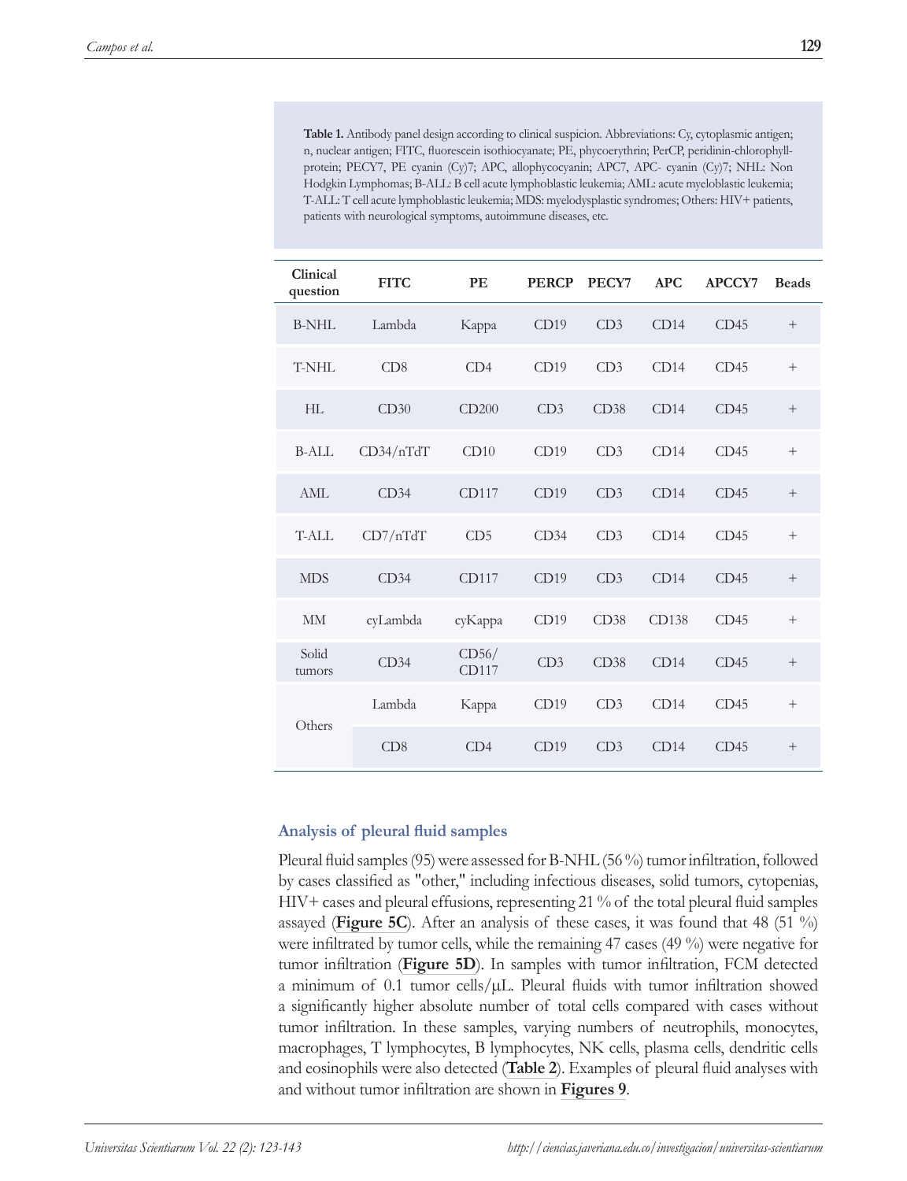**Table 1.** Antibody panel design according to clinical suspicion. Abbreviations: Cy, cytoplasmic antigen; n, nuclear antigen; FITC, fluorescein isothiocyanate; PE, phycoerythrin; PerCP, peridinin-chlorophyll-protein; PECY7, PE cyanin (Cy)7; APC, allophycocyanin; APC7, APC- cyanin (Cy)7; NHL: Non Hodgkin Lymphomas; B-ALL: B cell acute lymphoblastic leukemia; AML: acute myeloblastic leukemia; T-ALL: T cell acute lymphoblastic leukemia; MDS: myelodysplastic syndromes; Others: HIV+ patients, patients with neurological symptoms, autoimmune diseases, etc.

| Clinical question | FITC | PE | PERCP | PECY7 | APC | APCCY7 | Beads |
|---|---|---|---|---|---|---|---|
| B-NHL | Lambda | Kappa | CD19 | CD3 | CD14 | CD45 | + |
| T-NHL | CD8 | CD4 | CD19 | CD3 | CD14 | CD45 | + |
| HL | CD30 | CD200 | CD3 | CD38 | CD14 | CD45 | + |
| B-ALL | CD34/nTdT | CD10 | CD19 | CD3 | CD14 | CD45 | + |
| AML | CD34 | CD117 | CD19 | CD3 | CD14 | CD45 | + |
| T-ALL | CD7/nTdT | CD5 | CD34 | CD3 | CD14 | CD45 | + |
| MDS | CD34 | CD117 | CD19 | CD3 | CD14 | CD45 | + |
| MM | cyLambda | cyKappa | CD19 | CD38 | CD138 | CD45 | + |
| Solid tumors | CD34 | CD56/ CD117 | CD3 | CD38 | CD14 | CD45 | + |
| Others | Lambda | Kappa | CD19 | CD3 | CD14 | CD45 | + |
| | CD8 | CD4 | CD19 | CD3 | CD14 | CD45 | + |

### Analysis of pleural fluid samples

Pleural fluid samples (95) were assessed for B-NHL (56 %) tumor infiltration, followed by cases classified as "other," including infectious diseases, solid tumors, cytopenias, HIV+ cases and pleural effusions, representing 21 % of the total pleural fluid samples assayed (**Figure 5C**). After an analysis of these cases, it was found that 48 (51 %) were infiltrated by tumor cells, while the remaining 47 cases (49 %) were negative for tumor infiltration (**Figure 5D**). In samples with tumor infiltration, FCM detected a minimum of 0.1 tumor cells/μL. Pleural fluids with tumor infiltration showed a significantly higher absolute number of total cells compared with cases without tumor infiltration. In these samples, varying numbers of neutrophils, monocytes, macrophages, T lymphocytes, B lymphocytes, NK cells, plasma cells, dendritic cells and eosinophils were also detected (**Table 2**). Examples of pleural fluid analyses with and without tumor infiltration are shown in **Figures 9**.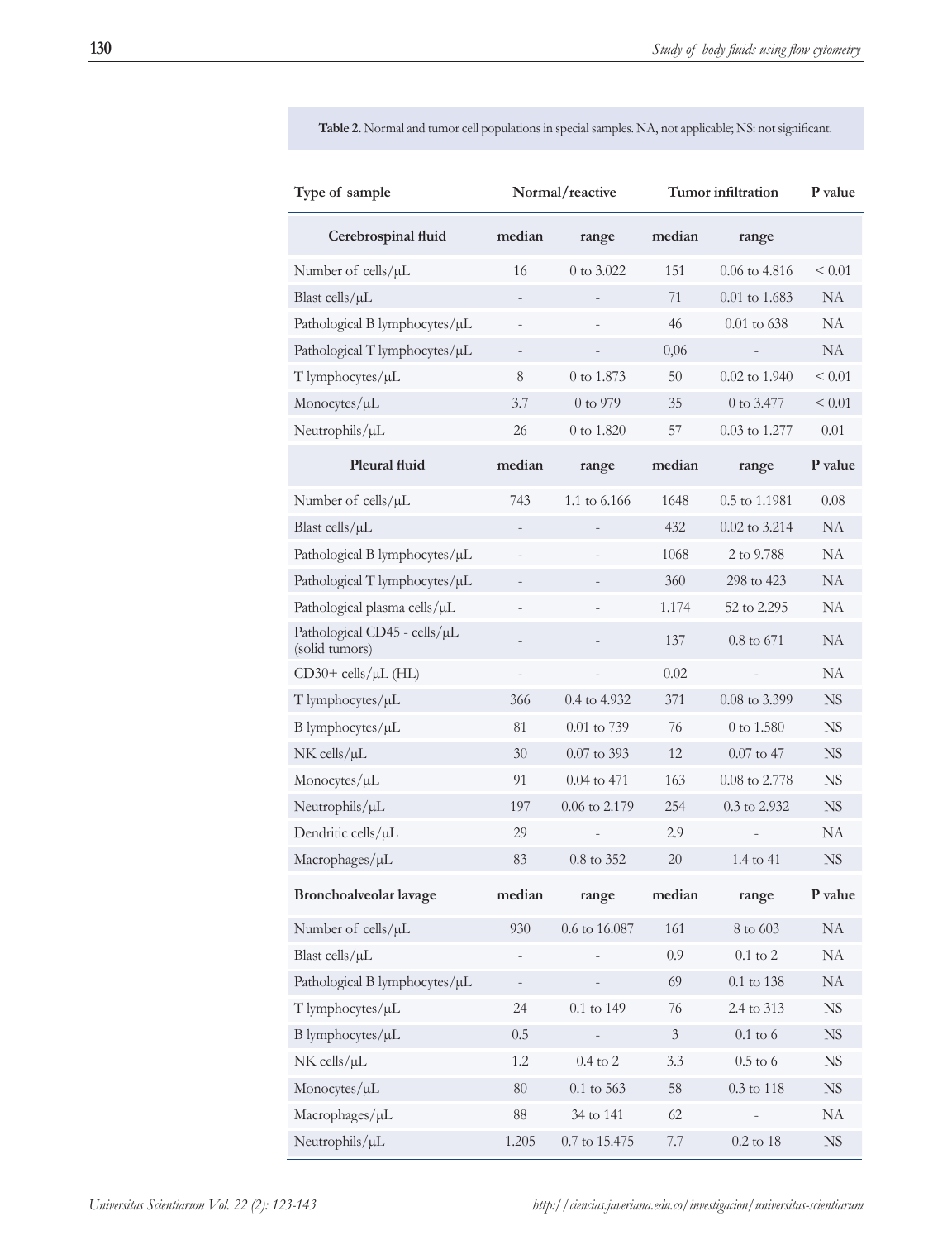**Table 2.** Normal and tumor cell populations in special samples. NA, not applicable; NS: not significant.

| Type of sample | Normal/reactive | | Tumor infiltration | | P value |
|---|---|---|---|---|---|
| **Cerebrospinal fluid** | **median** | **range** | **median** | **range** | |
| Number of cells/µL | 16 | 0 to 3.022 | 151 | 0.06 to 4.816 | < 0.01 |
| Blast cells/µL | - | - | 71 | 0.01 to 1.683 | NA |
| Pathological B lymphocytes/µL | - | - | 46 | 0.01 to 638 | NA |
| Pathological T lymphocytes/µL | - | - | 0,06 | - | NA |
| T lymphocytes/µL | 8 | 0 to 1.873 | 50 | 0.02 to 1.940 | < 0.01 |
| Monocytes/µL | 3.7 | 0 to 979 | 35 | 0 to 3.477 | < 0.01 |
| Neutrophils/µL | 26 | 0 to 1.820 | 57 | 0.03 to 1.277 | 0.01 |
| **Pleural fluid** | **median** | **range** | **median** | **range** | **P value** |
| Number of cells/µL | 743 | 1.1 to 6.166 | 1648 | 0.5 to 1.1981 | 0.08 |
| Blast cells/µL | - | - | 432 | 0.02 to 3.214 | NA |
| Pathological B lymphocytes/µL | - | - | 1068 | 2 to 9.788 | NA |
| Pathological T lymphocytes/µL | - | - | 360 | 298 to 423 | NA |
| Pathological plasma cells/µL | - | - | 1.174 | 52 to 2.295 | NA |
| Pathological CD45 - cells/µL (solid tumors) | - | - | 137 | 0.8 to 671 | NA |
| CD30+ cells/µL (HL) | - | - | 0.02 | - | NA |
| T lymphocytes/µL | 366 | 0.4 to 4.932 | 371 | 0.08 to 3.399 | NS |
| B lymphocytes/µL | 81 | 0.01 to 739 | 76 | 0 to 1.580 | NS |
| NK cells/µL | 30 | 0.07 to 393 | 12 | 0.07 to 47 | NS |
| Monocytes/µL | 91 | 0.04 to 471 | 163 | 0.08 to 2.778 | NS |
| Neutrophils/µL | 197 | 0.06 to 2.179 | 254 | 0.3 to 2.932 | NS |
| Dendritic cells/µL | 29 | - | 2.9 | - | NA |
| Macrophages/µL | 83 | 0.8 to 352 | 20 | 1.4 to 41 | NS |
| **Bronchoalveolar lavage** | **median** | **range** | **median** | **range** | **P value** |
| Number of cells/µL | 930 | 0.6 to 16.087 | 161 | 8 to 603 | NA |
| Blast cells/µL | - | - | 0.9 | 0.1 to 2 | NA |
| Pathological B lymphocytes/µL | - | - | 69 | 0.1 to 138 | NA |
| T lymphocytes/µL | 24 | 0.1 to 149 | 76 | 2.4 to 313 | NS |
| B lymphocytes/µL | 0.5 | - | 3 | 0.1 to 6 | NS |
| NK cells/µL | 1.2 | 0.4 to 2 | 3.3 | 0.5 to 6 | NS |
| Monocytes/µL | 80 | 0.1 to 563 | 58 | 0.3 to 118 | NS |
| Macrophages/µL | 88 | 34 to 141 | 62 | - | NA |
| Neutrophils/µL | 1.205 | 0.7 to 15.475 | 7.7 | 0.2 to 18 | NS |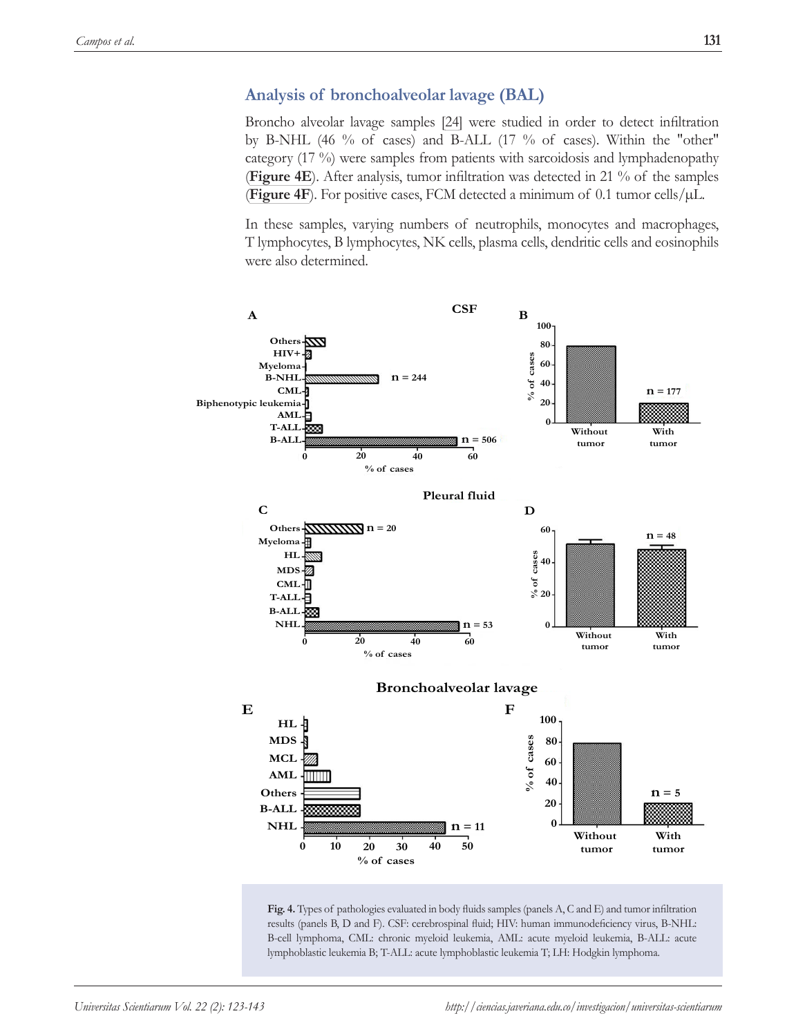## Analysis of bronchoalveolar lavage (BAL)

Broncho alveolar lavage samples [24] were studied in order to detect infiltration by B-NHL (46 % of cases) and B-ALL (17 % of cases). Within the "other" category (17 %) were samples from patients with sarcoidosis and lymphadenopathy (**Figure 4E**). After analysis, tumor infiltration was detected in 21 % of the samples (**Figure 4F**). For positive cases, FCM detected a minimum of 0.1 tumor cells/μL.

In these samples, varying numbers of neutrophils, monocytes and macrophages, T lymphocytes, B lymphocytes, NK cells, plasma cells, dendritic cells and eosinophils were also determined.

**Fig. 4.** Types of pathologies evaluated in body fluids samples (panels A, C and E) and tumor infiltration results (panels B, D and F). CSF: cerebrospinal fluid; HIV: human immunodeficiency virus, B-NHL: B-cell lymphoma, CML: chronic myeloid leukemia, AML: acute myeloid leukemia, B-ALL: acute lymphoblastic leukemia B; T-ALL: acute lymphoblastic leukemia T; LH: Hodgkin lymphoma.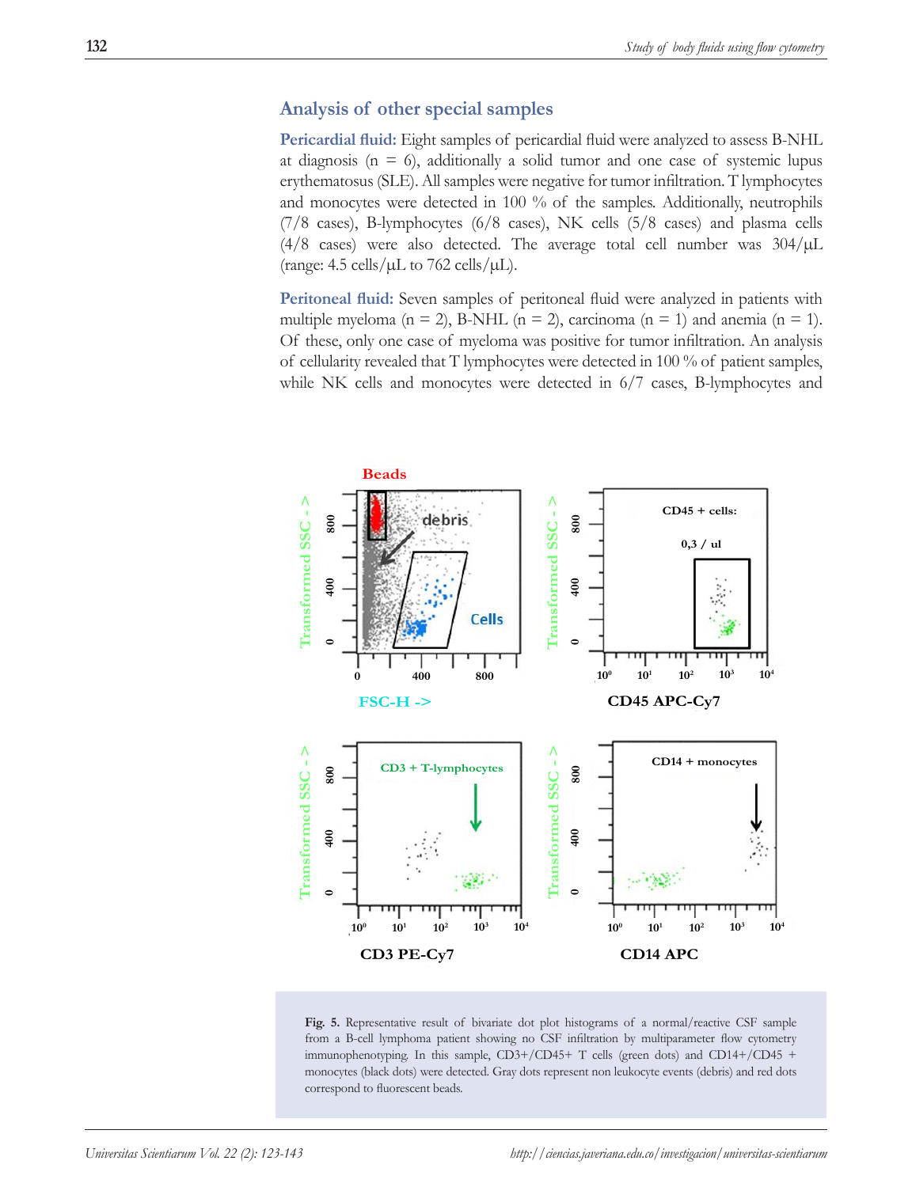## Analysis of other special samples

**Pericardial fluid:** Eight samples of pericardial fluid were analyzed to assess B-NHL at diagnosis (n = 6), additionally a solid tumor and one case of systemic lupus erythematosus (SLE). All samples were negative for tumor infiltration. T lymphocytes and monocytes were detected in 100 % of the samples. Additionally, neutrophils (7/8 cases), B-lymphocytes (6/8 cases), NK cells (5/8 cases) and plasma cells (4/8 cases) were also detected. The average total cell number was 304/μL (range: 4.5 cells/μL to 762 cells/μL).

**Peritoneal fluid:** Seven samples of peritoneal fluid were analyzed in patients with multiple myeloma (n = 2), B-NHL (n = 2), carcinoma (n = 1) and anemia (n = 1). Of these, only one case of myeloma was positive for tumor infiltration. An analysis of cellularity revealed that T lymphocytes were detected in 100 % of patient samples, while NK cells and monocytes were detected in 6/7 cases, B-lymphocytes and

**Fig. 5.** Representative result of bivariate dot plot histograms of a normal/reactive CSF sample from a B-cell lymphoma patient showing no CSF infiltration by multiparameter flow cytometry immunophenotyping. In this sample, CD3+/CD45+ T cells (green dots) and CD14+/CD45 + monocytes (black dots) were detected. Gray dots represent non leukocyte events (debris) and red dots correspond to fluorescent beads.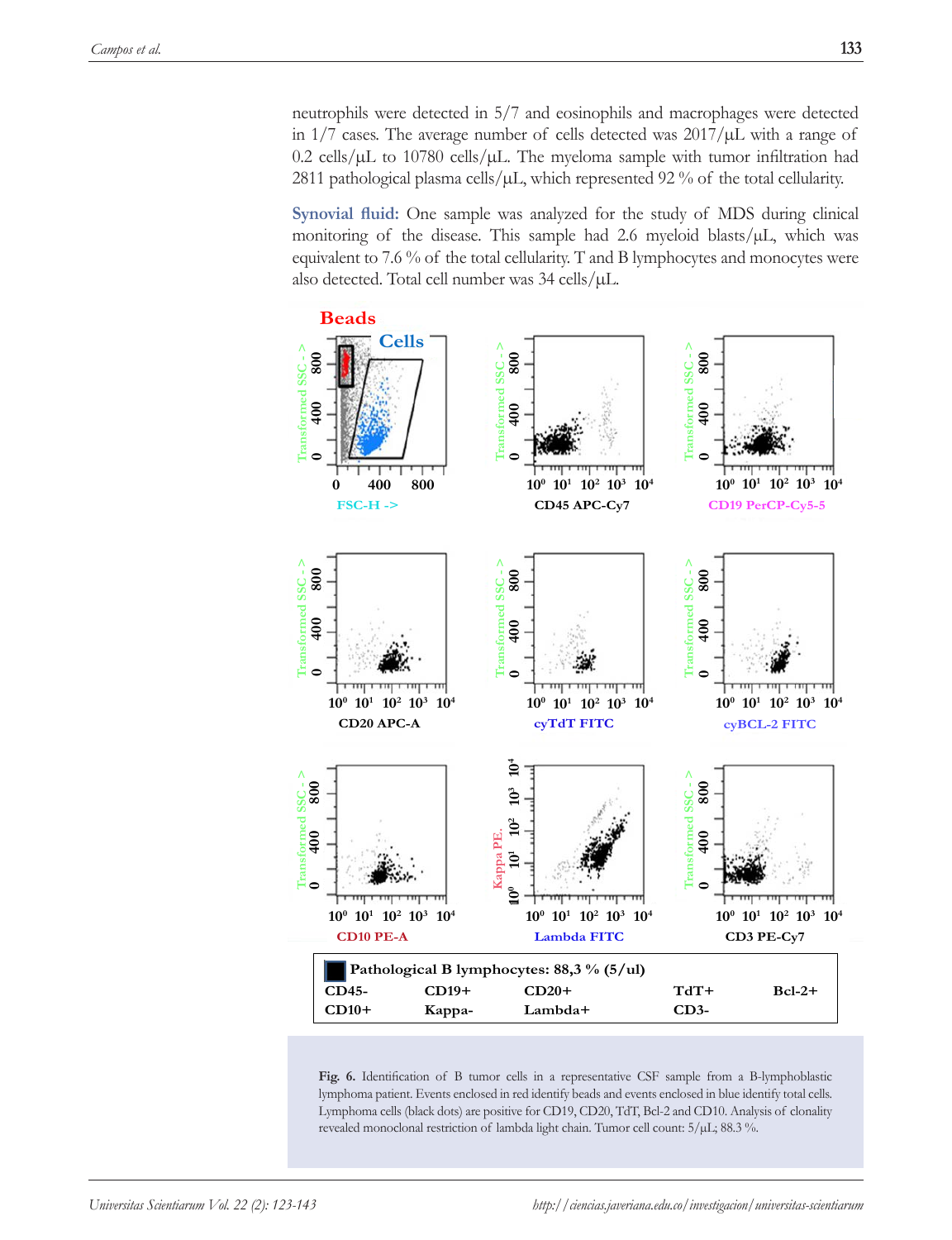neutrophils were detected in 5/7 and eosinophils and macrophages were detected in 1/7 cases. The average number of cells detected was 2017/μL with a range of 0.2 cells/μL to 10780 cells/μL. The myeloma sample with tumor infiltration had 2811 pathological plasma cells/μL, which represented 92 % of the total cellularity.

**Synovial fluid:** One sample was analyzed for the study of MDS during clinical monitoring of the disease. This sample had 2.6 myeloid blasts/μL, which was equivalent to 7.6 % of the total cellularity. T and B lymphocytes and monocytes were also detected. Total cell number was 34 cells/μL.

| Pathological B lymphocytes: 88,3 % (5/ul) | | | | |
|---|---|---|---|---|
| CD45- | CD19+ | CD20+ | TdT+ | Bcl-2+ |
| CD10+ | Kappa- | Lambda+ | CD3- | |

**Fig. 6.** Identification of B tumor cells in a representative CSF sample from a B-lymphoblastic lymphoma patient. Events enclosed in red identify beads and events enclosed in blue identify total cells. Lymphoma cells (black dots) are positive for CD19, CD20, TdT, Bcl-2 and CD10. Analysis of clonality revealed monoclonal restriction of lambda light chain. Tumor cell count: 5/μL; 88.3 %.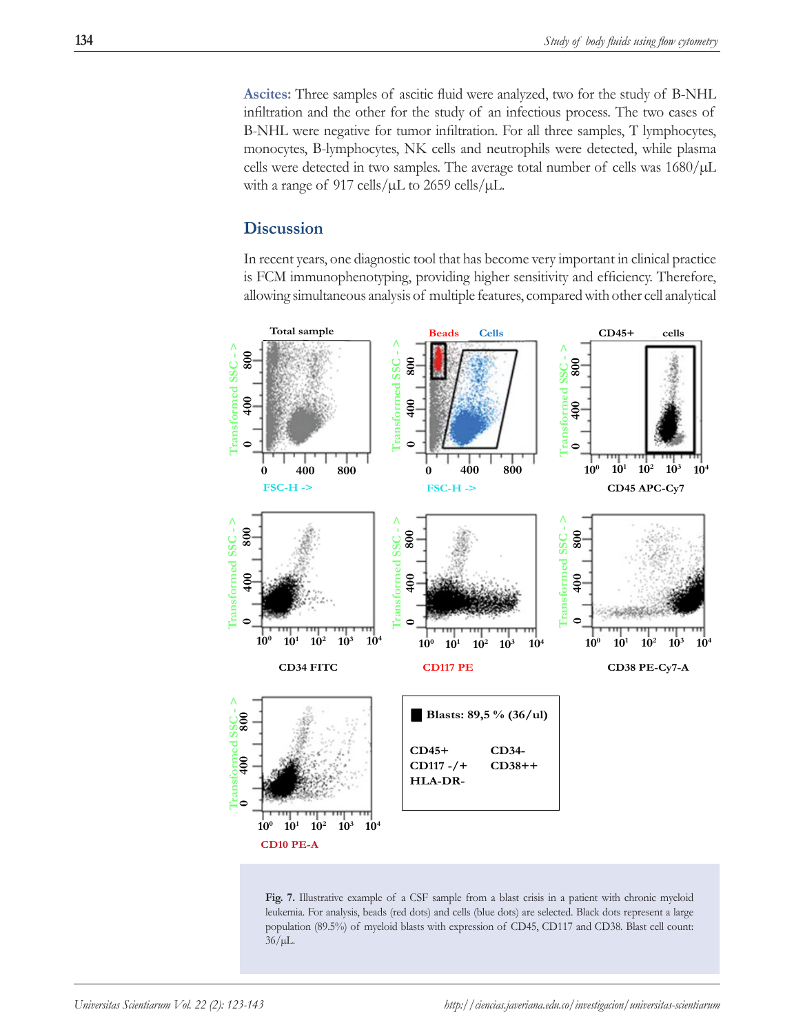**Ascites:** Three samples of ascitic fluid were analyzed, two for the study of B-NHL infiltration and the other for the study of an infectious process. The two cases of B-NHL were negative for tumor infiltration. For all three samples, T lymphocytes, monocytes, B-lymphocytes, NK cells and neutrophils were detected, while plasma cells were detected in two samples. The average total number of cells was 1680/μL with a range of 917 cells/μL to 2659 cells/μL.

## Discussion

In recent years, one diagnostic tool that has become very important in clinical practice is FCM immunophenotyping, providing higher sensitivity and efficiency. Therefore, allowing simultaneous analysis of multiple features, compared with other cell analytical

**Fig. 7.** Illustrative example of a CSF sample from a blast crisis in a patient with chronic myeloid leukemia. For analysis, beads (red dots) and cells (blue dots) are selected. Black dots represent a large population (89.5%) of myeloid blasts with expression of CD45, CD117 and CD38. Blast cell count: 36/μL.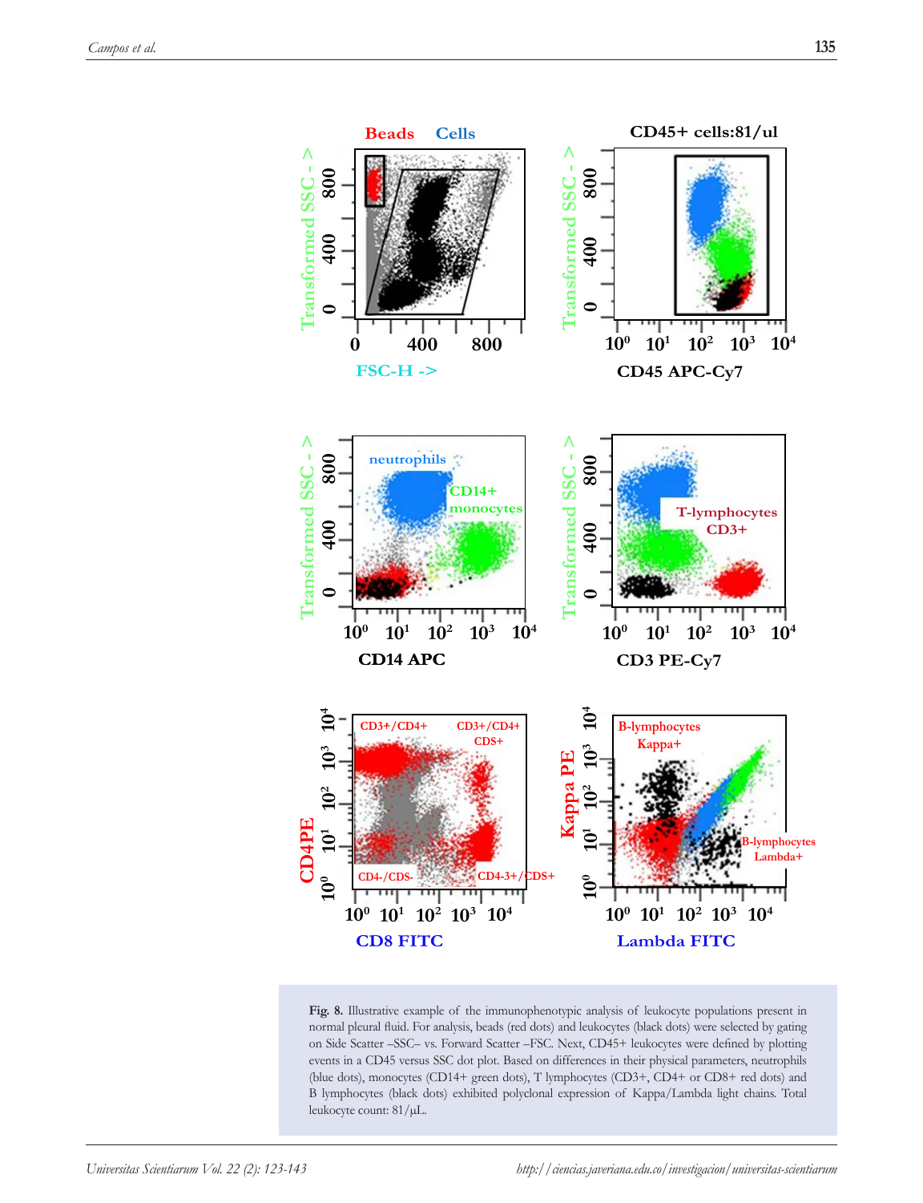**Fig. 8.** Illustrative example of the immunophenotypic analysis of leukocyte populations present in normal pleural fluid. For analysis, beads (red dots) and leukocytes (black dots) were selected by gating on Side Scatter –SSC– vs. Forward Scatter –FSC. Next, CD45+ leukocytes were defined by plotting events in a CD45 versus SSC dot plot. Based on differences in their physical parameters, neutrophils (blue dots), monocytes (CD14+ green dots), T lymphocytes (CD3+, CD4+ or CD8+ red dots) and B lymphocytes (black dots) exhibited polyclonal expression of Kappa/Lambda light chains. Total leukocyte count: 81/μL.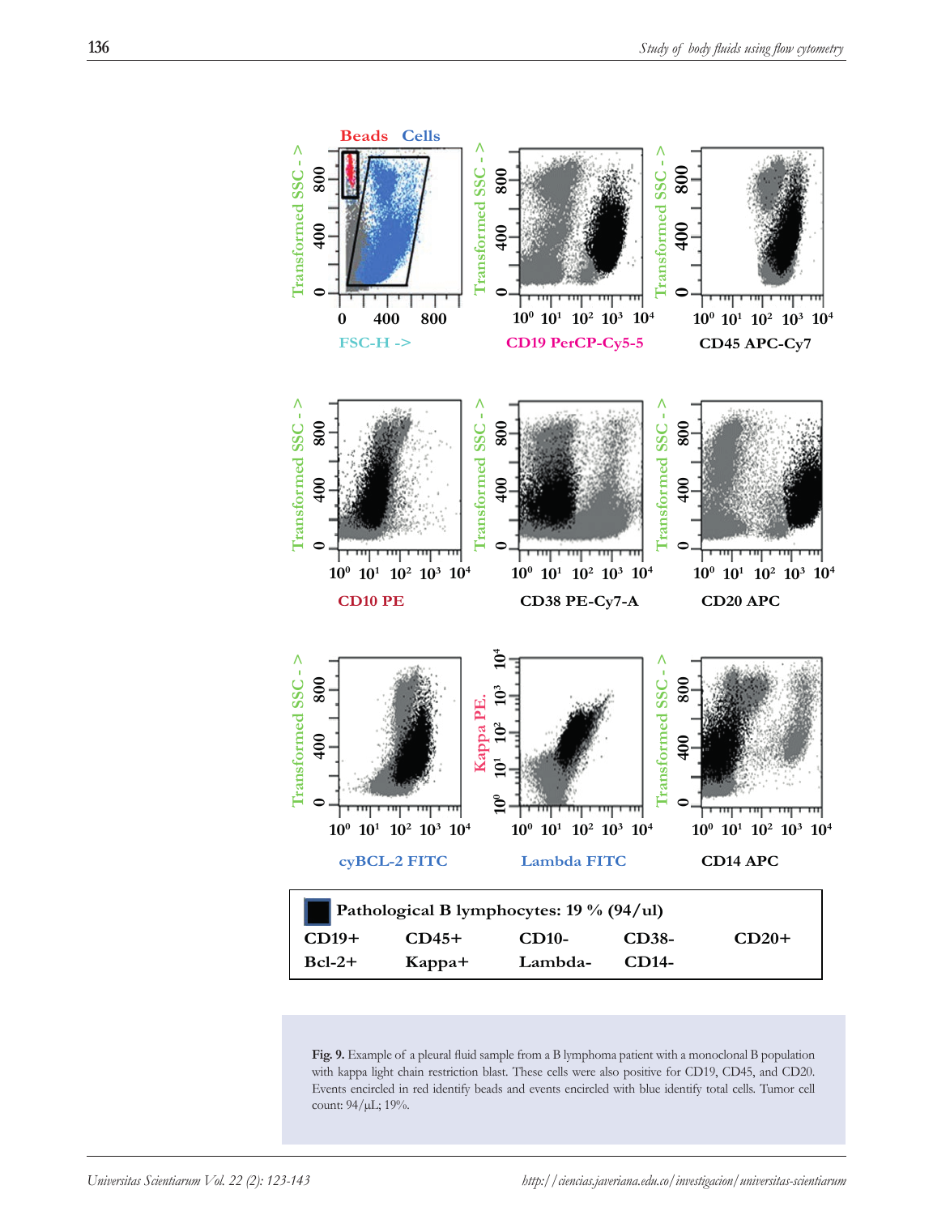| Pathological B lymphocytes: 19 % (94/ul) | | | | |
| --- | --- | --- | --- | --- |
| CD19+ | CD45+ | CD10- | CD38- | CD20+ |
| Bcl-2+ | Kappa+ | Lambda- | CD14- | |

**Fig. 9.** Example of a pleural fluid sample from a B lymphoma patient with a monoclonal B population with kappa light chain restriction blast. These cells were also positive for CD19, CD45, and CD20. Events encircled in red identify beads and events encircled with blue identify total cells. Tumor cell count: 94/µL; 19%.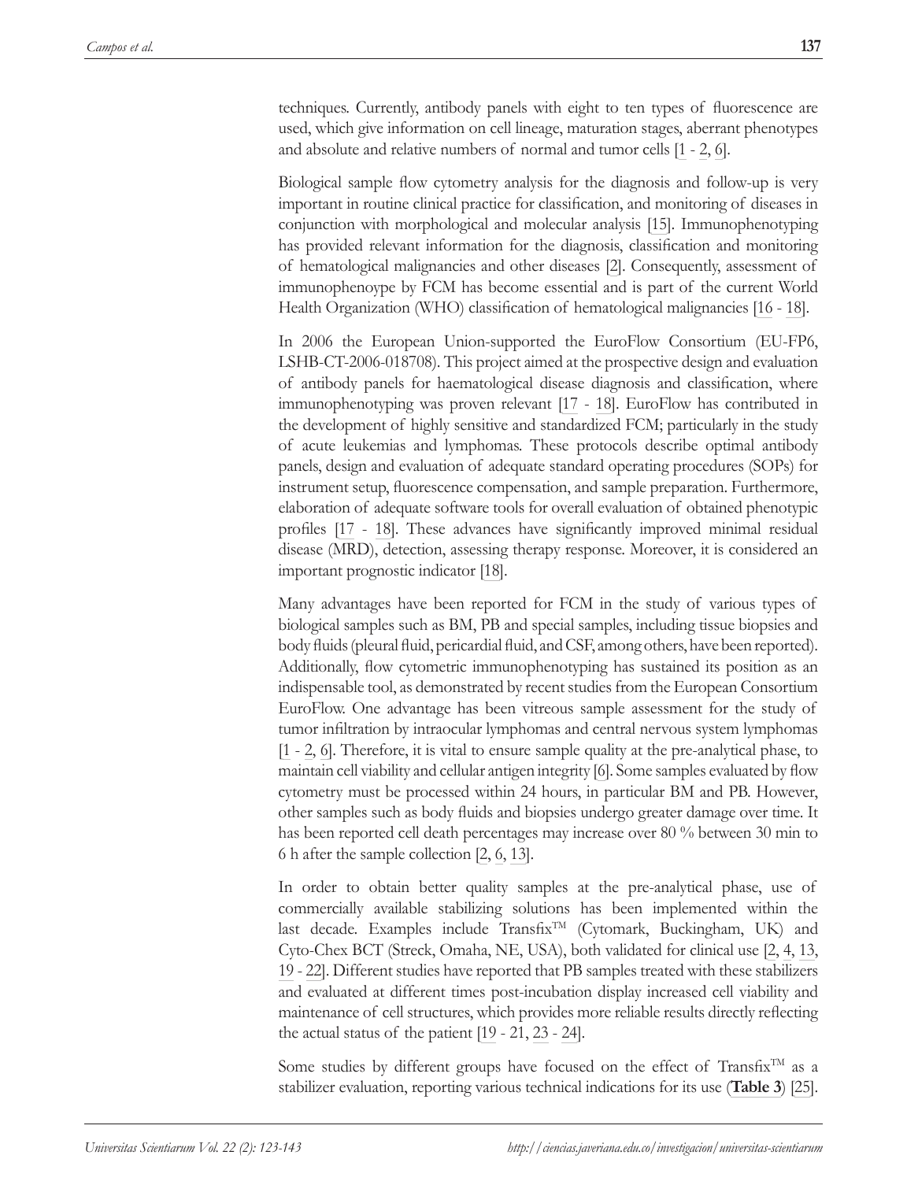techniques. Currently, antibody panels with eight to ten types of fluorescence are used, which give information on cell lineage, maturation stages, aberrant phenotypes and absolute and relative numbers of normal and tumor cells [1 - 2, 6].

Biological sample flow cytometry analysis for the diagnosis and follow-up is very important in routine clinical practice for classification, and monitoring of diseases in conjunction with morphological and molecular analysis [15]. Immunophenotyping has provided relevant information for the diagnosis, classification and monitoring of hematological malignancies and other diseases [2]. Consequently, assessment of immunophenoype by FCM has become essential and is part of the current World Health Organization (WHO) classification of hematological malignancies [16 - 18].

In 2006 the European Union-supported the EuroFlow Consortium (EU-FP6, LSHB-CT-2006-018708). This project aimed at the prospective design and evaluation of antibody panels for haematological disease diagnosis and classification, where immunophenotyping was proven relevant [17 - 18]. EuroFlow has contributed in the development of highly sensitive and standardized FCM; particularly in the study of acute leukemias and lymphomas. These protocols describe optimal antibody panels, design and evaluation of adequate standard operating procedures (SOPs) for instrument setup, fluorescence compensation, and sample preparation. Furthermore, elaboration of adequate software tools for overall evaluation of obtained phenotypic profiles [17 - 18]. These advances have significantly improved minimal residual disease (MRD), detection, assessing therapy response. Moreover, it is considered an important prognostic indicator [18].

Many advantages have been reported for FCM in the study of various types of biological samples such as BM, PB and special samples, including tissue biopsies and body fluids (pleural fluid, pericardial fluid, and CSF, among others, have been reported). Additionally, flow cytometric immunophenotyping has sustained its position as an indispensable tool, as demonstrated by recent studies from the European Consortium EuroFlow. One advantage has been vitreous sample assessment for the study of tumor infiltration by intraocular lymphomas and central nervous system lymphomas [1 - 2, 6]. Therefore, it is vital to ensure sample quality at the pre-analytical phase, to maintain cell viability and cellular antigen integrity [6]. Some samples evaluated by flow cytometry must be processed within 24 hours, in particular BM and PB. However, other samples such as body fluids and biopsies undergo greater damage over time. It has been reported cell death percentages may increase over 80 % between 30 min to 6 h after the sample collection [2, 6, 13].

In order to obtain better quality samples at the pre-analytical phase, use of commercially available stabilizing solutions has been implemented within the last decade. Examples include Transfix™ (Cytomark, Buckingham, UK) and Cyto-Chex BCT (Streck, Omaha, NE, USA), both validated for clinical use [2, 4, 13, 19 - 22]. Different studies have reported that PB samples treated with these stabilizers and evaluated at different times post-incubation display increased cell viability and maintenance of cell structures, which provides more reliable results directly reflecting the actual status of the patient [19 - 21, 23 - 24].

Some studies by different groups have focused on the effect of Transfix™ as a stabilizer evaluation, reporting various technical indications for its use (**Table 3**) [25].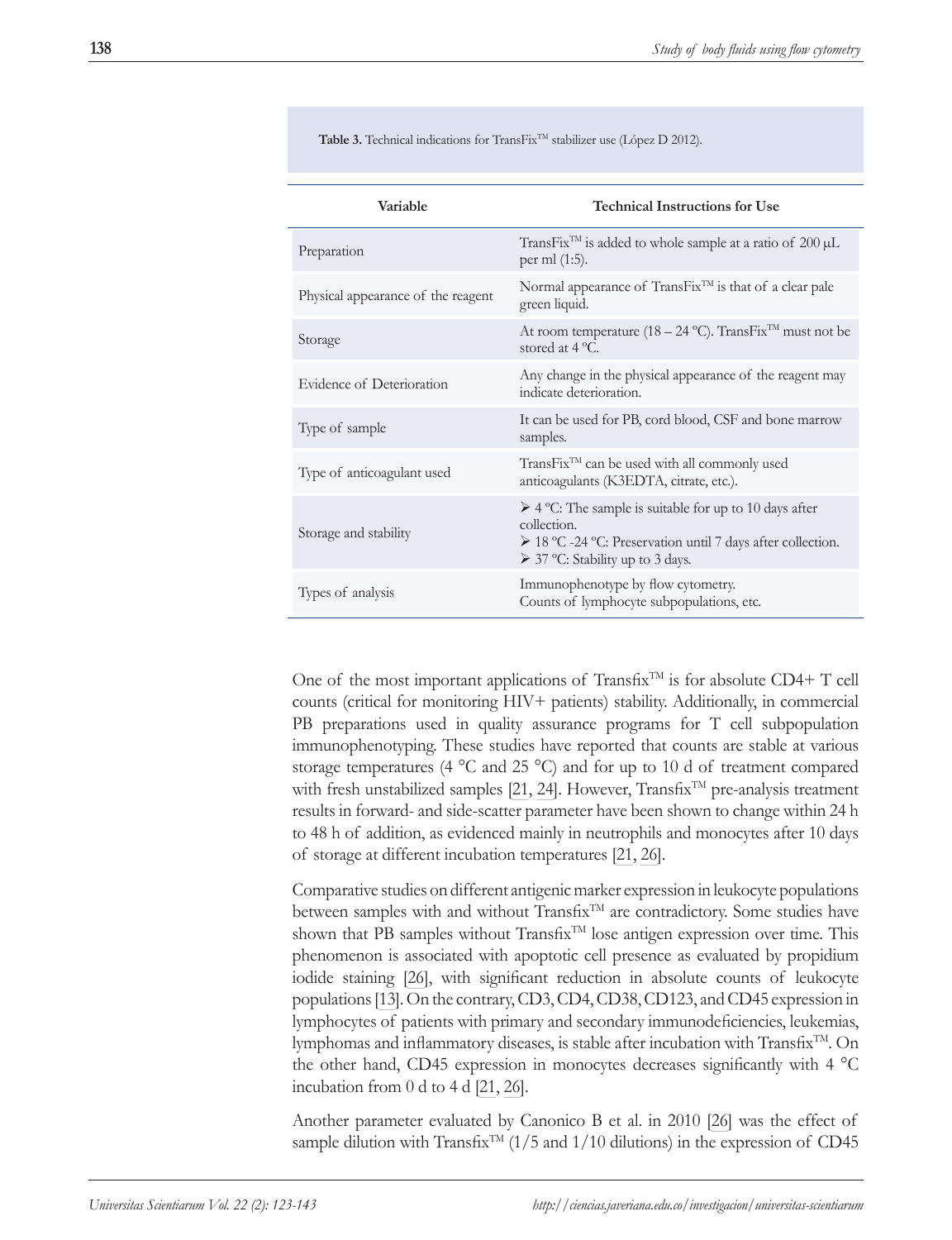**Table 3.** Technical indications for TransFix™ stabilizer use (López D 2012).

| Variable | Technical Instructions for Use |
|---|---|
| Preparation | TransFix™ is added to whole sample at a ratio of 200 µL per ml (1:5). |
| Physical appearance of the reagent | Normal appearance of TransFix™ is that of a clear pale green liquid. |
| Storage | At room temperature (18 – 24 °C). TransFix™ must not be stored at 4 °C. |
| Evidence of Deterioration | Any change in the physical appearance of the reagent may indicate deterioration. |
| Type of sample | It can be used for PB, cord blood, CSF and bone marrow samples. |
| Type of anticoagulant used | TransFix™ can be used with all commonly used anticoagulants (K3EDTA, citrate, etc.). |
| Storage and stability | ➢ 4 °C: The sample is suitable for up to 10 days after collection.<br>➢ 18 °C -24 °C: Preservation until 7 days after collection.<br>➢ 37 °C: Stability up to 3 days. |
| Types of analysis | Immunophenotype by flow cytometry.<br>Counts of lymphocyte subpopulations, etc. |

One of the most important applications of Transfix™ is for absolute CD4+ T cell counts (critical for monitoring HIV+ patients) stability. Additionally, in commercial PB preparations used in quality assurance programs for T cell subpopulation immunophenotyping. These studies have reported that counts are stable at various storage temperatures (4 °C and 25 °C) and for up to 10 d of treatment compared with fresh unstabilized samples [21, 24]. However, Transfix™ pre-analysis treatment results in forward- and side-scatter parameter have been shown to change within 24 h to 48 h of addition, as evidenced mainly in neutrophils and monocytes after 10 days of storage at different incubation temperatures [21, 26].

Comparative studies on different antigenic marker expression in leukocyte populations between samples with and without Transfix™ are contradictory. Some studies have shown that PB samples without Transfix™ lose antigen expression over time. This phenomenon is associated with apoptotic cell presence as evaluated by propidium iodide staining [26], with significant reduction in absolute counts of leukocyte populations [13]. On the contrary, CD3, CD4, CD38, CD123, and CD45 expression in lymphocytes of patients with primary and secondary immunodeficiencies, leukemias, lymphomas and inflammatory diseases, is stable after incubation with Transfix™. On the other hand, CD45 expression in monocytes decreases significantly with 4 °C incubation from 0 d to 4 d [21, 26].

Another parameter evaluated by Canonico B et al. in 2010 [26] was the effect of sample dilution with Transfix™ (1/5 and 1/10 dilutions) in the expression of CD45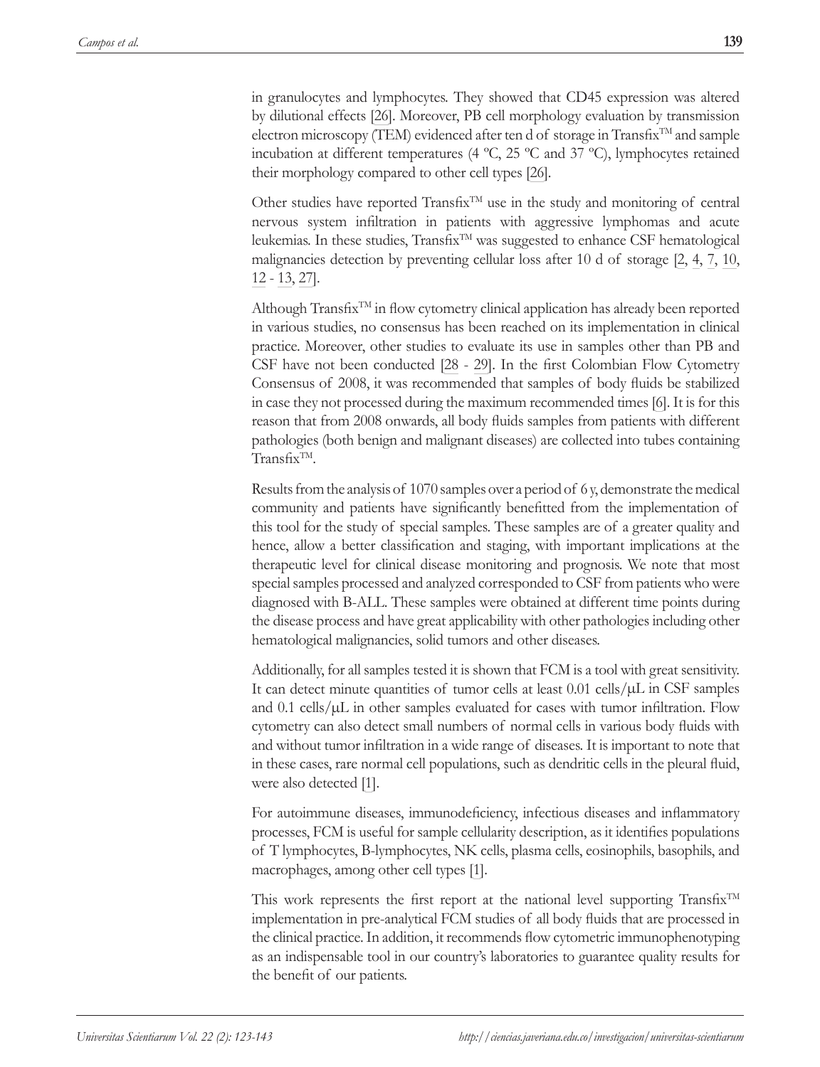in granulocytes and lymphocytes. They showed that CD45 expression was altered by dilutional effects [26]. Moreover, PB cell morphology evaluation by transmission electron microscopy (TEM) evidenced after ten d of storage in Transfix™ and sample incubation at different temperatures (4 ºC, 25 ºC and 37 ºC), lymphocytes retained their morphology compared to other cell types [26].

Other studies have reported Transfix™ use in the study and monitoring of central nervous system infiltration in patients with aggressive lymphomas and acute leukemias. In these studies, Transfix™ was suggested to enhance CSF hematological malignancies detection by preventing cellular loss after 10 d of storage [2, 4, 7, 10, 12 - 13, 27].

Although Transfix™ in flow cytometry clinical application has already been reported in various studies, no consensus has been reached on its implementation in clinical practice. Moreover, other studies to evaluate its use in samples other than PB and CSF have not been conducted [28 - 29]. In the first Colombian Flow Cytometry Consensus of 2008, it was recommended that samples of body fluids be stabilized in case they not processed during the maximum recommended times [6]. It is for this reason that from 2008 onwards, all body fluids samples from patients with different pathologies (both benign and malignant diseases) are collected into tubes containing Transfix™.

Results from the analysis of 1070 samples over a period of 6 y, demonstrate the medical community and patients have significantly benefitted from the implementation of this tool for the study of special samples. These samples are of a greater quality and hence, allow a better classification and staging, with important implications at the therapeutic level for clinical disease monitoring and prognosis. We note that most special samples processed and analyzed corresponded to CSF from patients who were diagnosed with B-ALL. These samples were obtained at different time points during the disease process and have great applicability with other pathologies including other hematological malignancies, solid tumors and other diseases.

Additionally, for all samples tested it is shown that FCM is a tool with great sensitivity. It can detect minute quantities of tumor cells at least 0.01 cells/μL in CSF samples and 0.1 cells/μL in other samples evaluated for cases with tumor infiltration. Flow cytometry can also detect small numbers of normal cells in various body fluids with and without tumor infiltration in a wide range of diseases. It is important to note that in these cases, rare normal cell populations, such as dendritic cells in the pleural fluid, were also detected [1].

For autoimmune diseases, immunodeficiency, infectious diseases and inflammatory processes, FCM is useful for sample cellularity description, as it identifies populations of T lymphocytes, B-lymphocytes, NK cells, plasma cells, eosinophils, basophils, and macrophages, among other cell types [1].

This work represents the first report at the national level supporting Transfix™ implementation in pre-analytical FCM studies of all body fluids that are processed in the clinical practice. In addition, it recommends flow cytometric immunophenotyping as an indispensable tool in our country's laboratories to guarantee quality results for the benefit of our patients.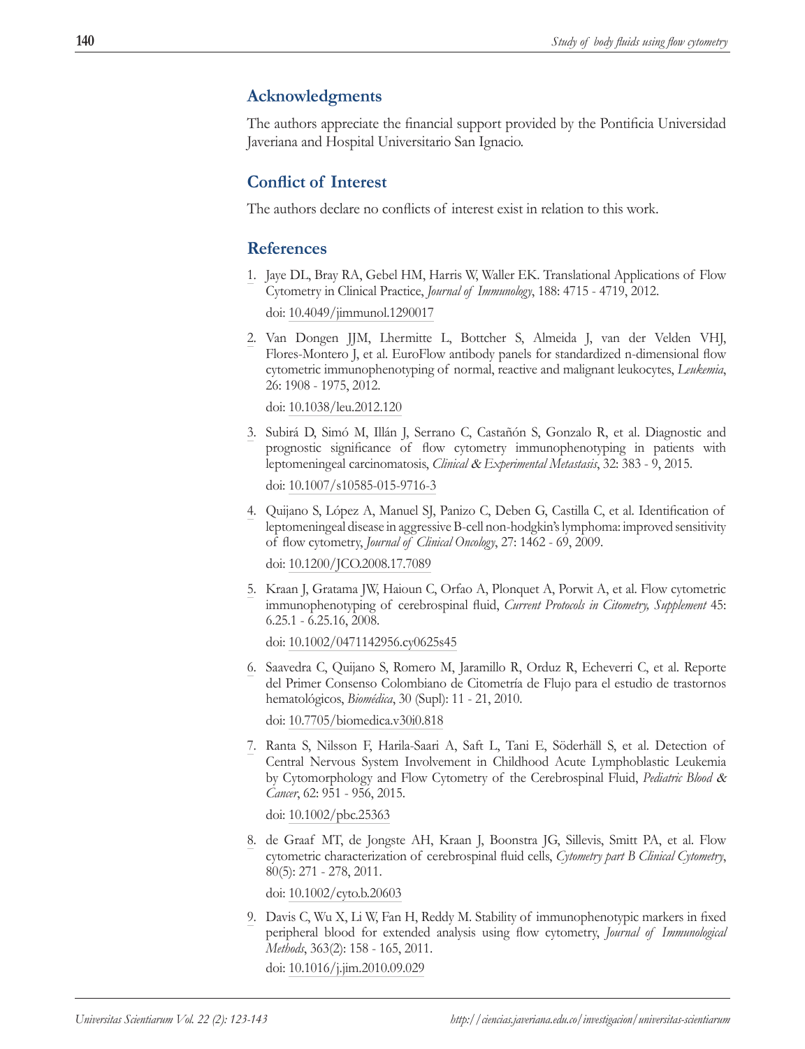## Acknowledgments

The authors appreciate the financial support provided by the Pontificia Universidad Javeriana and Hospital Universitario San Ignacio.

## Conflict of Interest

The authors declare no conflicts of interest exist in relation to this work.

## References

1. Jaye DL, Bray RA, Gebel HM, Harris W, Waller EK. Translational Applications of Flow Cytometry in Clinical Practice, *Journal of Immunology*, 188: 4715 - 4719, 2012.

   doi: 10.4049/jimmunol.1290017

2. Van Dongen JJM, Lhermitte L, Bottcher S, Almeida J, van der Velden VHJ, Flores-Montero J, et al. EuroFlow antibody panels for standardized n-dimensional flow cytometric immunophenotyping of normal, reactive and malignant leukocytes, *Leukemia*, 26: 1908 - 1975, 2012.

   doi: 10.1038/leu.2012.120

3. Subirá D, Simó M, Illán J, Serrano C, Castañón S, Gonzalo R, et al. Diagnostic and prognostic significance of flow cytometry immunophenotyping in patients with leptomeningeal carcinomatosis, *Clinical & Experimental Metastasis*, 32: 383 - 9, 2015.

   doi: 10.1007/s10585-015-9716-3

4. Quijano S, López A, Manuel SJ, Panizo C, Deben G, Castilla C, et al. Identification of leptomeningeal disease in aggressive B-cell non-hodgkin's lymphoma: improved sensitivity of flow cytometry, *Journal of Clinical Oncology*, 27: 1462 - 69, 2009.

   doi: 10.1200/JCO.2008.17.7089

5. Kraan J, Gratama JW, Haioun C, Orfao A, Plonquet A, Porwit A, et al. Flow cytometric immunophenotyping of cerebrospinal fluid, *Current Protocols in Citometry, Supplement* 45: 6.25.1 - 6.25.16, 2008.

   doi: 10.1002/0471142956.cy0625s45

6. Saavedra C, Quijano S, Romero M, Jaramillo R, Orduz R, Echeverri C, et al. Reporte del Primer Consenso Colombiano de Citometría de Flujo para el estudio de trastornos hematológicos, *Biomédica*, 30 (Supl): 11 - 21, 2010.

   doi: 10.7705/biomedica.v30i0.818

7. Ranta S, Nilsson F, Harila-Saari A, Saft L, Tani E, Söderhäll S, et al. Detection of Central Nervous System Involvement in Childhood Acute Lymphoblastic Leukemia by Cytomorphology and Flow Cytometry of the Cerebrospinal Fluid, *Pediatric Blood & Cancer*, 62: 951 - 956, 2015.

   doi: 10.1002/pbc.25363

8. de Graaf MT, de Jongste AH, Kraan J, Boonstra JG, Sillevis, Smitt PA, et al. Flow cytometric characterization of cerebrospinal fluid cells, *Cytometry part B Clinical Cytometry*, 80(5): 271 - 278, 2011.

   doi: 10.1002/cyto.b.20603

9. Davis C, Wu X, Li W, Fan H, Reddy M. Stability of immunophenotypic markers in fixed peripheral blood for extended analysis using flow cytometry, *Journal of Immunological Methods*, 363(2): 158 - 165, 2011.

   doi: 10.1016/j.jim.2010.09.029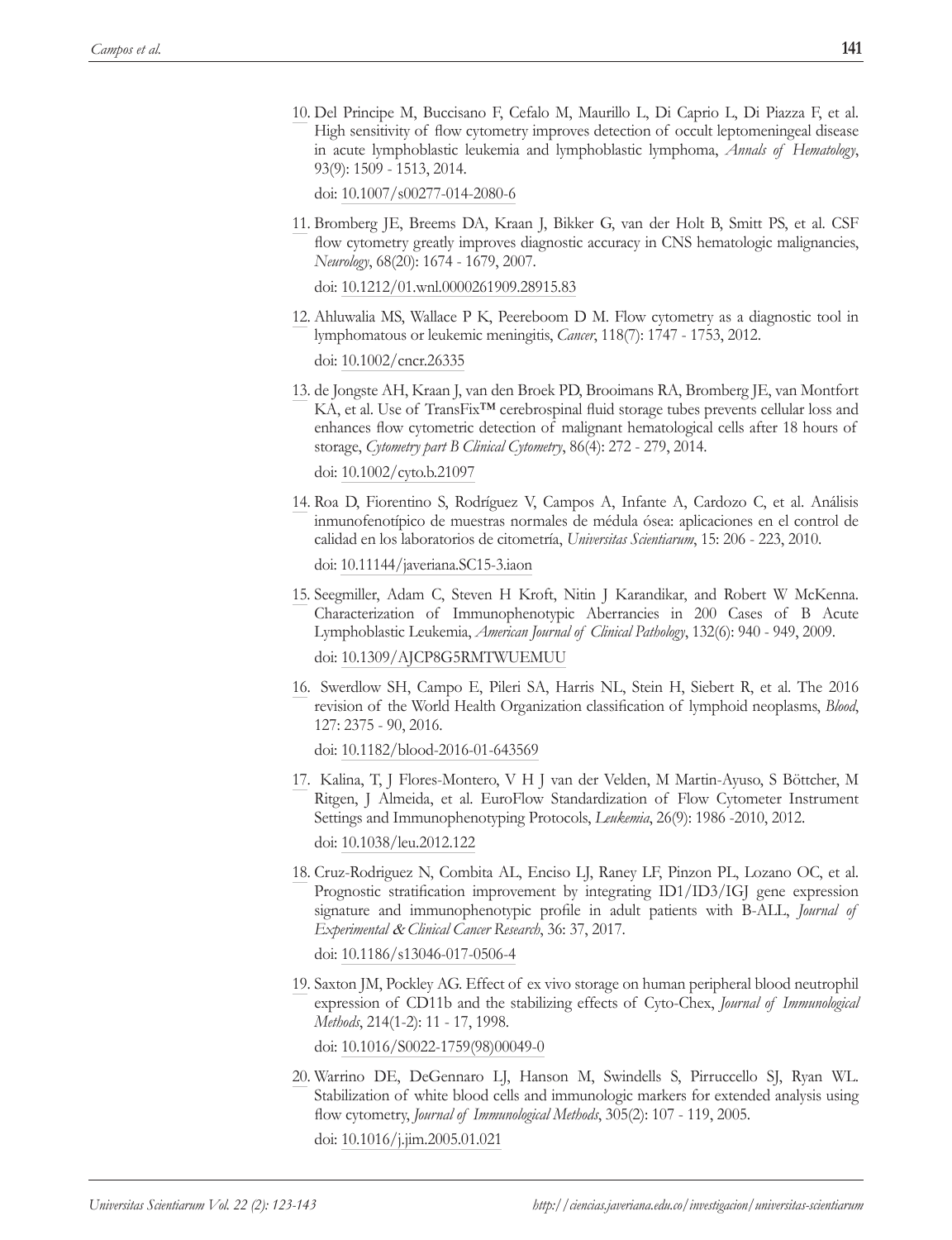10. Del Principe M, Buccisano F, Cefalo M, Maurillo L, Di Caprio L, Di Piazza F, et al. High sensitivity of flow cytometry improves detection of occult leptomeningeal disease in acute lymphoblastic leukemia and lymphoblastic lymphoma, *Annals of Hematology*, 93(9): 1509 - 1513, 2014.

    doi: 10.1007/s00277-014-2080-6

11. Bromberg JE, Breems DA, Kraan J, Bikker G, van der Holt B, Smitt PS, et al. CSF flow cytometry greatly improves diagnostic accuracy in CNS hematologic malignancies, *Neurology*, 68(20): 1674 - 1679, 2007.

    doi: 10.1212/01.wnl.0000261909.28915.83

12. Ahluwalia MS, Wallace P K, Peereboom D M. Flow cytometry as a diagnostic tool in lymphomatous or leukemic meningitis, *Cancer*, 118(7): 1747 - 1753, 2012.

    doi: 10.1002/cncr.26335

13. de Jongste AH, Kraan J, van den Broek PD, Brooimans RA, Bromberg JE, van Montfort KA, et al. Use of TransFix™ cerebrospinal fluid storage tubes prevents cellular loss and enhances flow cytometric detection of malignant hematological cells after 18 hours of storage, *Cytometry part B Clinical Cytometry*, 86(4): 272 - 279, 2014.

    doi: 10.1002/cyto.b.21097

14. Roa D, Fiorentino S, Rodríguez V, Campos A, Infante A, Cardozo C, et al. Análisis inmunofenotípico de muestras normales de médula ósea: aplicaciones en el control de calidad en los laboratorios de citometría, *Universitas Scientiarum*, 15: 206 - 223, 2010.

    doi: 10.11144/javeriana.SC15-3.iaon

15. Seegmiller, Adam C, Steven H Kroft, Nitin J Karandikar, and Robert W McKenna. Characterization of Immunophenotypic Aberrancies in 200 Cases of B Acute Lymphoblastic Leukemia, *American Journal of Clinical Pathology*, 132(6): 940 - 949, 2009.

    doi: 10.1309/AJCP8G5RMTWUEMUU

16. Swerdlow SH, Campo E, Pileri SA, Harris NL, Stein H, Siebert R, et al. The 2016 revision of the World Health Organization classification of lymphoid neoplasms, *Blood*, 127: 2375 - 90, 2016.

    doi: 10.1182/blood-2016-01-643569

17. Kalina, T, J Flores-Montero, V H J van der Velden, M Martin-Ayuso, S Böttcher, M Ritgen, J Almeida, et al. EuroFlow Standardization of Flow Cytometer Instrument Settings and Immunophenotyping Protocols, *Leukemia*, 26(9): 1986 -2010, 2012.

    doi: 10.1038/leu.2012.122

18. Cruz-Rodriguez N, Combita AL, Enciso LJ, Raney LF, Pinzon PL, Lozano OC, et al. Prognostic stratification improvement by integrating ID1/ID3/IGJ gene expression signature and immunophenotypic profile in adult patients with B-ALL, *Journal of Experimental & Clinical Cancer Research*, 36: 37, 2017.

    doi: 10.1186/s13046-017-0506-4

19. Saxton JM, Pockley AG. Effect of ex vivo storage on human peripheral blood neutrophil expression of CD11b and the stabilizing effects of Cyto-Chex, *Journal of Immunological Methods*, 214(1-2): 11 - 17, 1998.

    doi: 10.1016/S0022-1759(98)00049-0

20. Warrino DE, DeGennaro LJ, Hanson M, Swindells S, Pirruccello SJ, Ryan WL. Stabilization of white blood cells and immunologic markers for extended analysis using flow cytometry, *Journal of Immunological Methods*, 305(2): 107 - 119, 2005.

    doi: 10.1016/j.jim.2005.01.021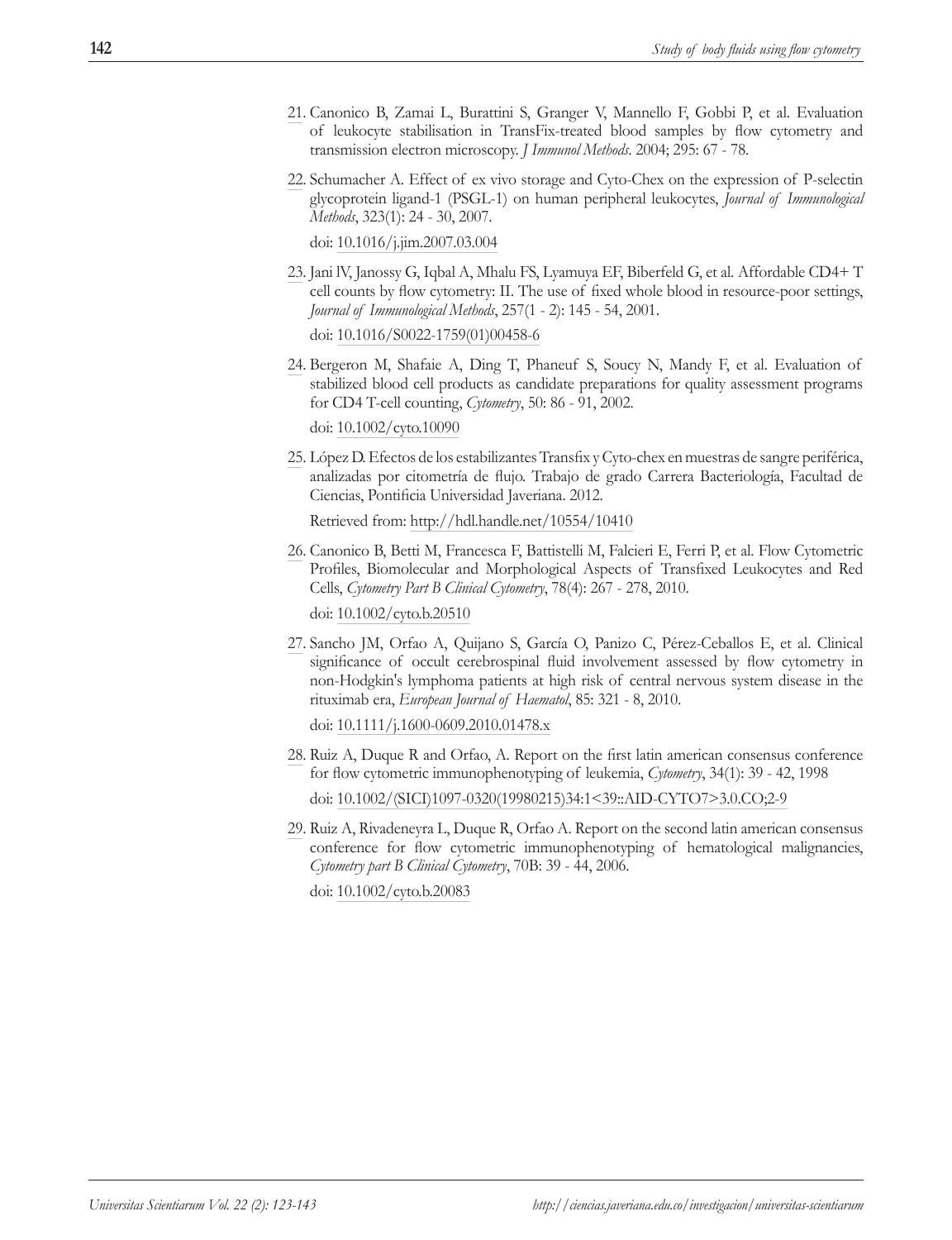21. Canonico B, Zamai L, Burattini S, Granger V, Mannello F, Gobbi P, et al. Evaluation of leukocyte stabilisation in TransFix-treated blood samples by flow cytometry and transmission electron microscopy. *J Immunol Methods*. 2004; 295: 67 - 78.

22. Schumacher A. Effect of ex vivo storage and Cyto-Chex on the expression of P-selectin glycoprotein ligand-1 (PSGL-1) on human peripheral leukocytes, *Journal of Immunological Methods*, 323(1): 24 - 30, 2007.

    doi: 10.1016/j.jim.2007.03.004

23. Jani lV, Janossy G, Iqbal A, Mhalu FS, Lyamuya EF, Biberfeld G, et al. Affordable CD4+ T cell counts by flow cytometry: II. The use of fixed whole blood in resource-poor settings, *Journal of Immunological Methods*, 257(1 - 2): 145 - 54, 2001.

    doi: 10.1016/S0022-1759(01)00458-6

24. Bergeron M, Shafaie A, Ding T, Phaneuf S, Soucy N, Mandy F, et al. Evaluation of stabilized blood cell products as candidate preparations for quality assessment programs for CD4 T-cell counting, *Cytometry*, 50: 86 - 91, 2002.

    doi: 10.1002/cyto.10090

25. López D. Efectos de los estabilizantes Transfix y Cyto-chex en muestras de sangre periférica, analizadas por citometría de flujo. Trabajo de grado Carrera Bacteriología, Facultad de Ciencias, Pontificia Universidad Javeriana. 2012.

    Retrieved from: http://hdl.handle.net/10554/10410

26. Canonico B, Betti M, Francesca F, Battistelli M, Falcieri E, Ferri P, et al. Flow Cytometric Profiles, Biomolecular and Morphological Aspects of Transfixed Leukocytes and Red Cells, *Cytometry Part B Clinical Cytometry*, 78(4): 267 - 278, 2010.

    doi: 10.1002/cyto.b.20510

27. Sancho JM, Orfao A, Quijano S, García O, Panizo C, Pérez-Ceballos E, et al. Clinical significance of occult cerebrospinal fluid involvement assessed by flow cytometry in non-Hodgkin's lymphoma patients at high risk of central nervous system disease in the rituximab era, *European Journal of Haematol*, 85: 321 - 8, 2010.

    doi: 10.1111/j.1600-0609.2010.01478.x

28. Ruiz A, Duque R and Orfao, A. Report on the first latin american consensus conference for flow cytometric immunophenotyping of leukemia, *Cytometry*, 34(1): 39 - 42, 1998

    doi: 10.1002/(SICI)1097-0320(19980215)34:1<39::AID-CYTO7>3.0.CO;2-9

29. Ruiz A, Rivadeneyra L, Duque R, Orfao A. Report on the second latin american consensus conference for flow cytometric immunophenotyping of hematological malignancies, *Cytometry part B Clinical Cytometry*, 70B: 39 - 44, 2006.

    doi: 10.1002/cyto.b.20083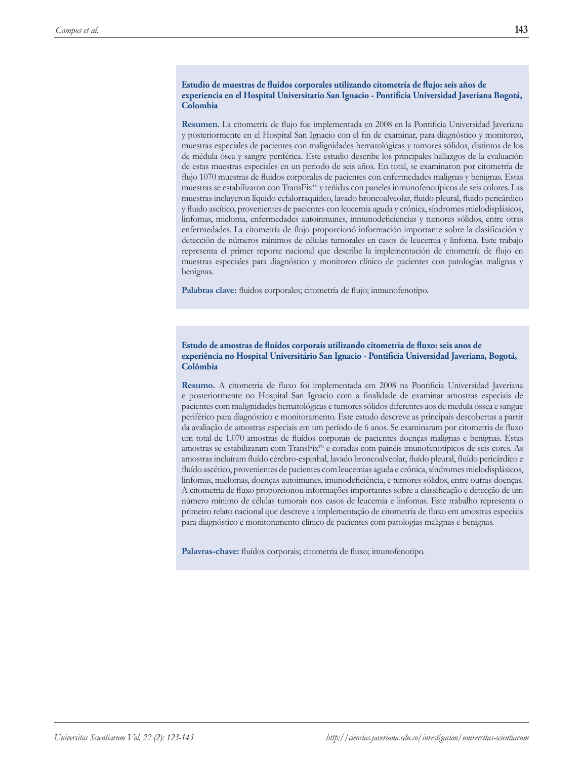## Estudio de muestras de fluidos corporales utilizando citometría de flujo: seis años de experiencia en el Hospital Universitario San Ignacio - Pontificia Universidad Javeriana Bogotá, Colombia

**Resumen.** La citometría de flujo fue implementada en 2008 en la Pontificia Universidad Javeriana y posteriormente en el Hospital San Ignacio con el fin de examinar, para diagnóstico y monitoreo, muestras especiales de pacientes con malignidades hematológicas y tumores sólidos, distintos de los de médula ósea y sangre periférica. Este estudio describe los principales hallazgos de la evaluación de estas muestras especiales en un periodo de seis años. En total, se examinaron por citometría de flujo 1070 muestras de fluidos corporales de pacientes con enfermedades malignas y benignas. Estas muestras se estabilizaron con TransFix™ y teñidas con paneles inmunofenotípicos de seis colores. Las muestras incluyeron líquido cefalorraquídeo, lavado broncoalveolar, fluido pleural, fluido pericárdico y fluido ascítico, provenientes de pacientes con leucemia aguda y crónica, síndromes mielodisplásicos, linfomas, mieloma, enfermedades autoinmunes, inmunodeficiencias y tumores sólidos, entre otras enfermedades. La citometría de flujo proporcionó información importante sobre la clasificación y detección de números mínimos de células tumorales en casos de leucemia y linfoma. Este trabajo representa el primer reporte nacional que describe la implementación de citometría de flujo en muestras especiales para diagnóstico y monitoreo clínico de pacientes con patologías malignas y benignas.

**Palabras clave:** fluidos corporales; citometría de flujo; inmunofenotipo.

## Estudo de amostras de fluídos corporais utilizando citometria de fluxo: seis anos de experiência no Hospital Universitário San Ignacio - Pontificia Universidad Javeriana, Bogotá, Colômbia

**Resumo.** A citometria de fluxo foi implementada em 2008 na Pontificia Universidad Javeriana e posteriormente no Hospital San Ignacio com a finalidade de examinar amostras especiais de pacientes com malignidades hematológicas e tumores sólidos diferentes aos de medula óssea e sangue periférico para diagnóstico e monitoramento. Este estudo descreve as principais descobertas a partir da avaliação de amostras especiais em um período de 6 anos. Se examinaram por citometria de fluxo um total de 1.070 amostras de fluídos corporais de pacientes doenças malignas e benignas. Estas amostras se estabilizaram com TransFix™ e coradas com painéis imunofenotípicos de seis cores. As amostras incluíram fluído cérebro-espinhal, lavado broncoalveolar, fluído pleural, fluído pericárdico e fluído ascético, provenientes de pacientes com leucemias aguda e crônica, síndromes mielodisplásicos, linfomas, mielomas, doenças autoimunes, imunodeficiência, e tumores sólidos, entre outras doenças. A citometria de fluxo proporcionou informações importantes sobre a classificação e detecção de um número mínimo de células tumorais nos casos de leucemia e linfomas. Este trabalho representa o primeiro relato nacional que descreve a implementação de citometria de fluxo em amostras especiais para diagnóstico e monitoramento clínico de pacientes com patologias malignas e benignas.

**Palavras-chave:** fluídos corporais; citometria de fluxo; imunofenotipo.